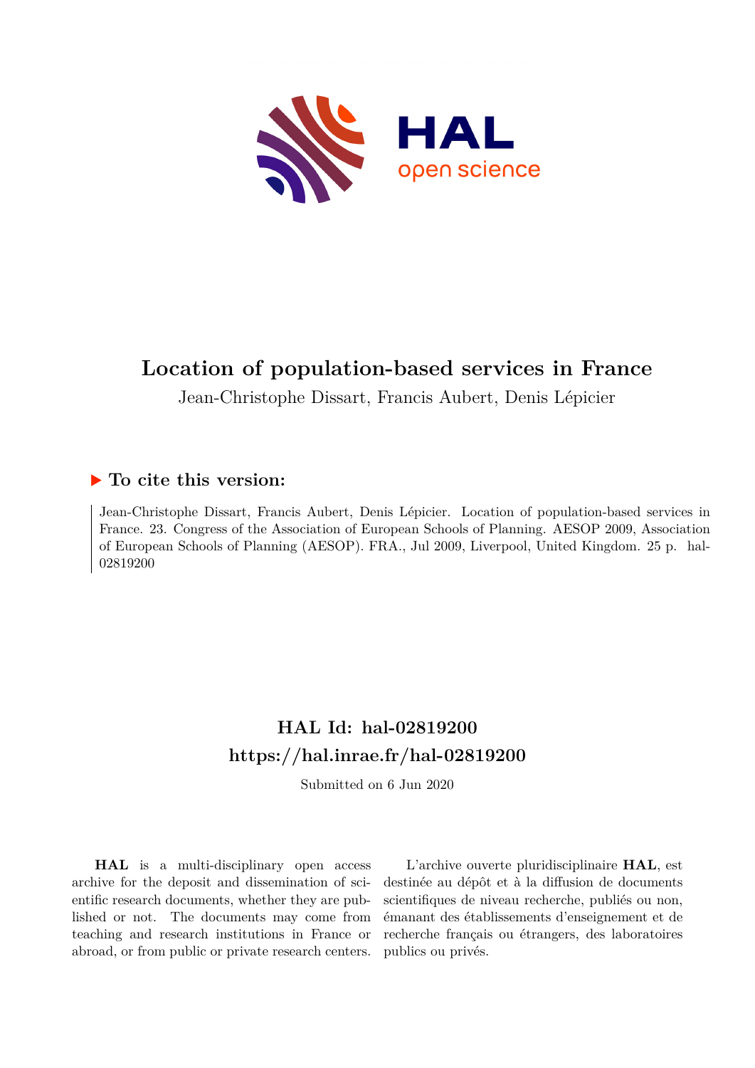# Location of population-based services in France

Jean-Christophe Dissart, Francis Aubert, Denis Lépicier

## ▶ To cite this version:

Jean-Christophe Dissart, Francis Aubert, Denis Lépicier. Location of population-based services in France. 23. Congress of the Association of European Schools of Planning. AESOP 2009, Association of European Schools of Planning (AESOP). FRA., Jul 2009, Liverpool, United Kingdom. 25 p. hal-02819200

## HAL Id: hal-02819200
## https://hal.inrae.fr/hal-02819200

Submitted on 6 Jun 2020

**HAL** is a multi-disciplinary open access archive for the deposit and dissemination of scientific research documents, whether they are published or not. The documents may come from teaching and research institutions in France or abroad, or from public or private research centers.

L'archive ouverte pluridisciplinaire **HAL**, est destinée au dépôt et à la diffusion de documents scientifiques de niveau recherche, publiés ou non, émanant des établissements d'enseignement et de recherche français ou étrangers, des laboratoires publics ou privés.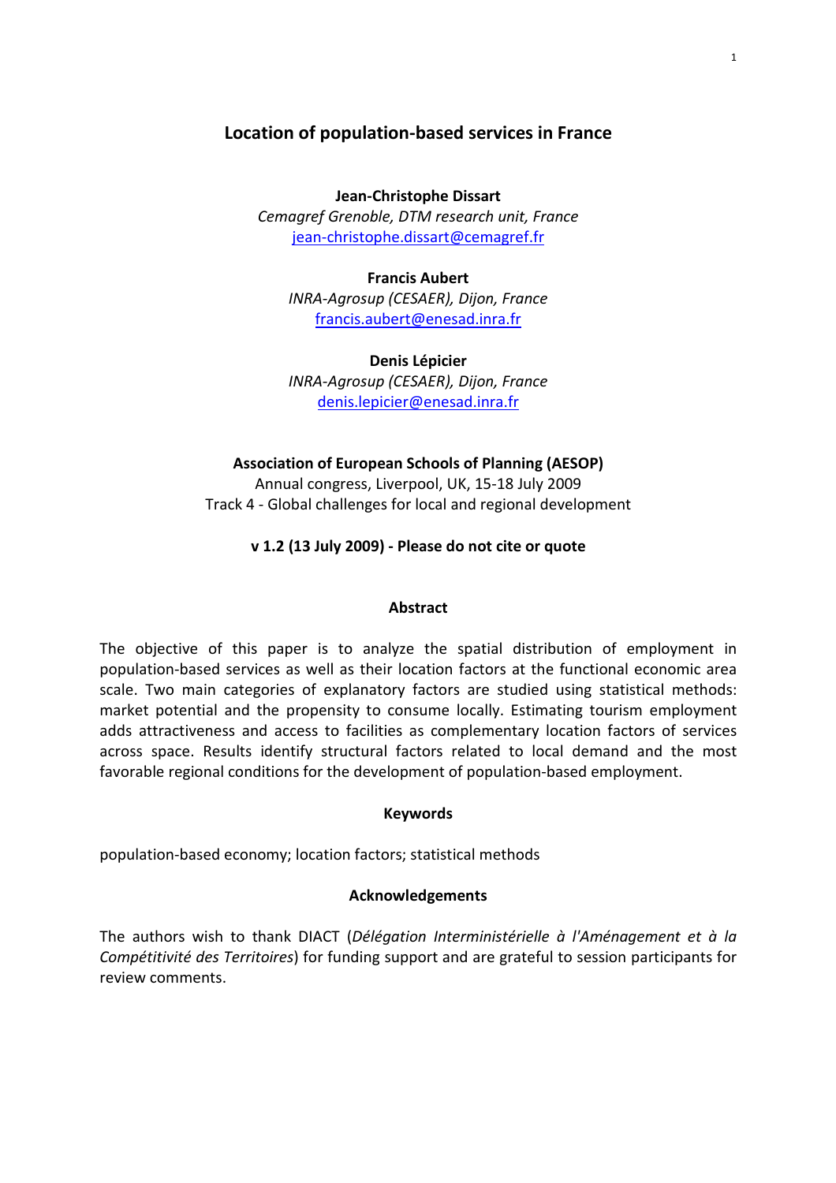# Location of population-based services in France

**Jean-Christophe Dissart**
*Cemagref Grenoble, DTM research unit, France*
jean-christophe.dissart@cemagref.fr

**Francis Aubert**
*INRA-Agrosup (CESAER), Dijon, France*
francis.aubert@enesad.inra.fr

**Denis Lépicier**
*INRA-Agrosup (CESAER), Dijon, France*
denis.lepicier@enesad.inra.fr

**Association of European Schools of Planning (AESOP)**
Annual congress, Liverpool, UK, 15-18 July 2009
Track 4 - Global challenges for local and regional development

**v 1.2 (13 July 2009) - Please do not cite or quote**

## Abstract

The objective of this paper is to analyze the spatial distribution of employment in population-based services as well as their location factors at the functional economic area scale. Two main categories of explanatory factors are studied using statistical methods: market potential and the propensity to consume locally. Estimating tourism employment adds attractiveness and access to facilities as complementary location factors of services across space. Results identify structural factors related to local demand and the most favorable regional conditions for the development of population-based employment.

## Keywords

population-based economy; location factors; statistical methods

## Acknowledgements

The authors wish to thank DIACT (*Délégation Interministérielle à l'Aménagement et à la Compétitivité des Territoires*) for funding support and are grateful to session participants for review comments.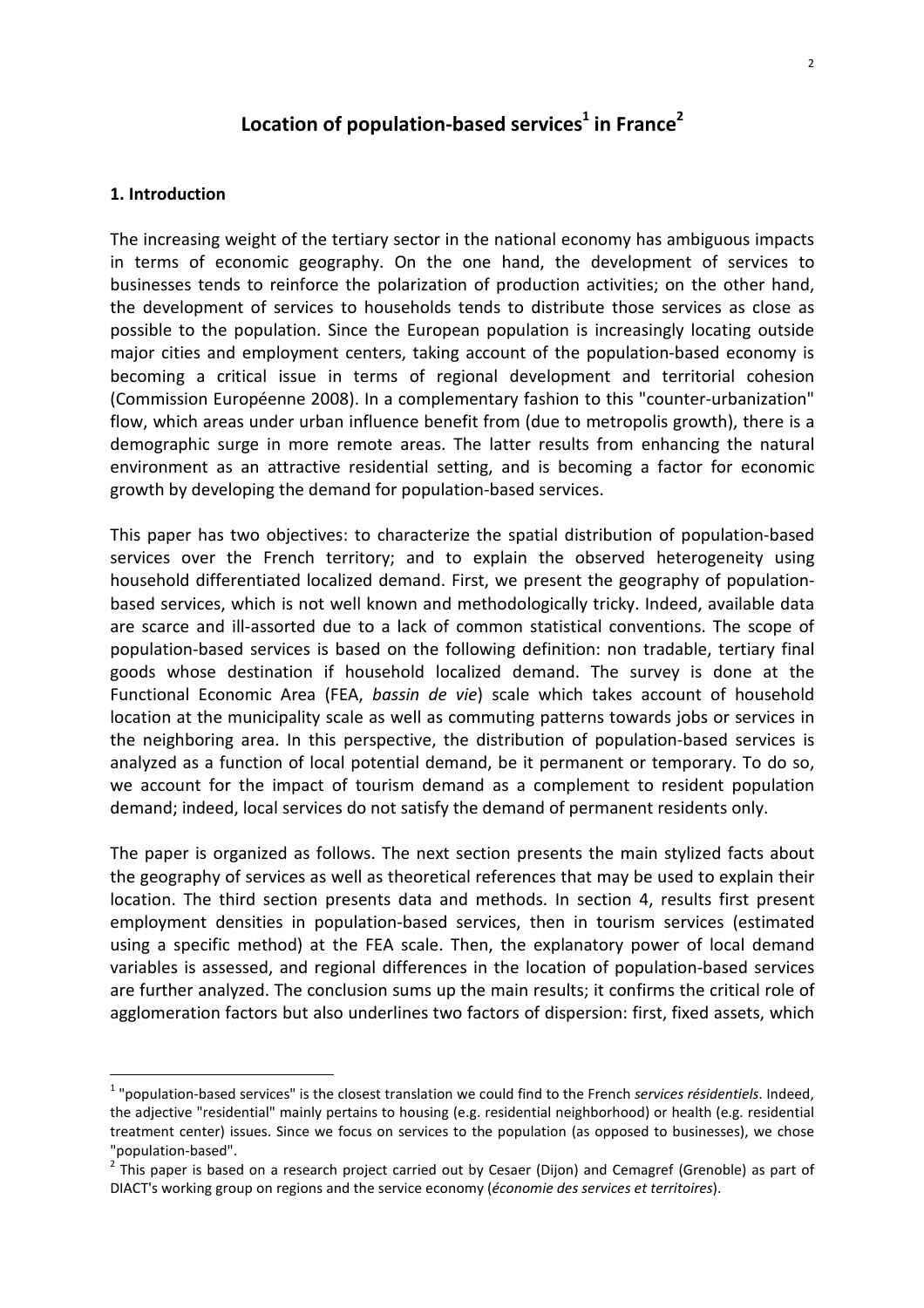# Location of population-based services[1] in France[2]

## 1. Introduction

The increasing weight of the tertiary sector in the national economy has ambiguous impacts in terms of economic geography. On the one hand, the development of services to businesses tends to reinforce the polarization of production activities; on the other hand, the development of services to households tends to distribute those services as close as possible to the population. Since the European population is increasingly locating outside major cities and employment centers, taking account of the population-based economy is becoming a critical issue in terms of regional development and territorial cohesion (Commission Européenne 2008). In a complementary fashion to this "counter-urbanization" flow, which areas under urban influence benefit from (due to metropolis growth), there is a demographic surge in more remote areas. The latter results from enhancing the natural environment as an attractive residential setting, and is becoming a factor for economic growth by developing the demand for population-based services.

This paper has two objectives: to characterize the spatial distribution of population-based services over the French territory; and to explain the observed heterogeneity using household differentiated localized demand. First, we present the geography of population-based services, which is not well known and methodologically tricky. Indeed, available data are scarce and ill-assorted due to a lack of common statistical conventions. The scope of population-based services is based on the following definition: non tradable, tertiary final goods whose destination if household localized demand. The survey is done at the Functional Economic Area (FEA, *bassin de vie*) scale which takes account of household location at the municipality scale as well as commuting patterns towards jobs or services in the neighboring area. In this perspective, the distribution of population-based services is analyzed as a function of local potential demand, be it permanent or temporary. To do so, we account for the impact of tourism demand as a complement to resident population demand; indeed, local services do not satisfy the demand of permanent residents only.

The paper is organized as follows. The next section presents the main stylized facts about the geography of services as well as theoretical references that may be used to explain their location. The third section presents data and methods. In section 4, results first present employment densities in population-based services, then in tourism services (estimated using a specific method) at the FEA scale. Then, the explanatory power of local demand variables is assessed, and regional differences in the location of population-based services are further analyzed. The conclusion sums up the main results; it confirms the critical role of agglomeration factors but also underlines two factors of dispersion: first, fixed assets, which

---

[1] "population-based services" is the closest translation we could find to the French *services résidentiels*. Indeed, the adjective "residential" mainly pertains to housing (e.g. residential neighborhood) or health (e.g. residential treatment center) issues. Since we focus on services to the population (as opposed to businesses), we chose "population-based".

[2] This paper is based on a research project carried out by Cesaer (Dijon) and Cemagref (Grenoble) as part of DIACT's working group on regions and the service economy (*économie des services et territoires*).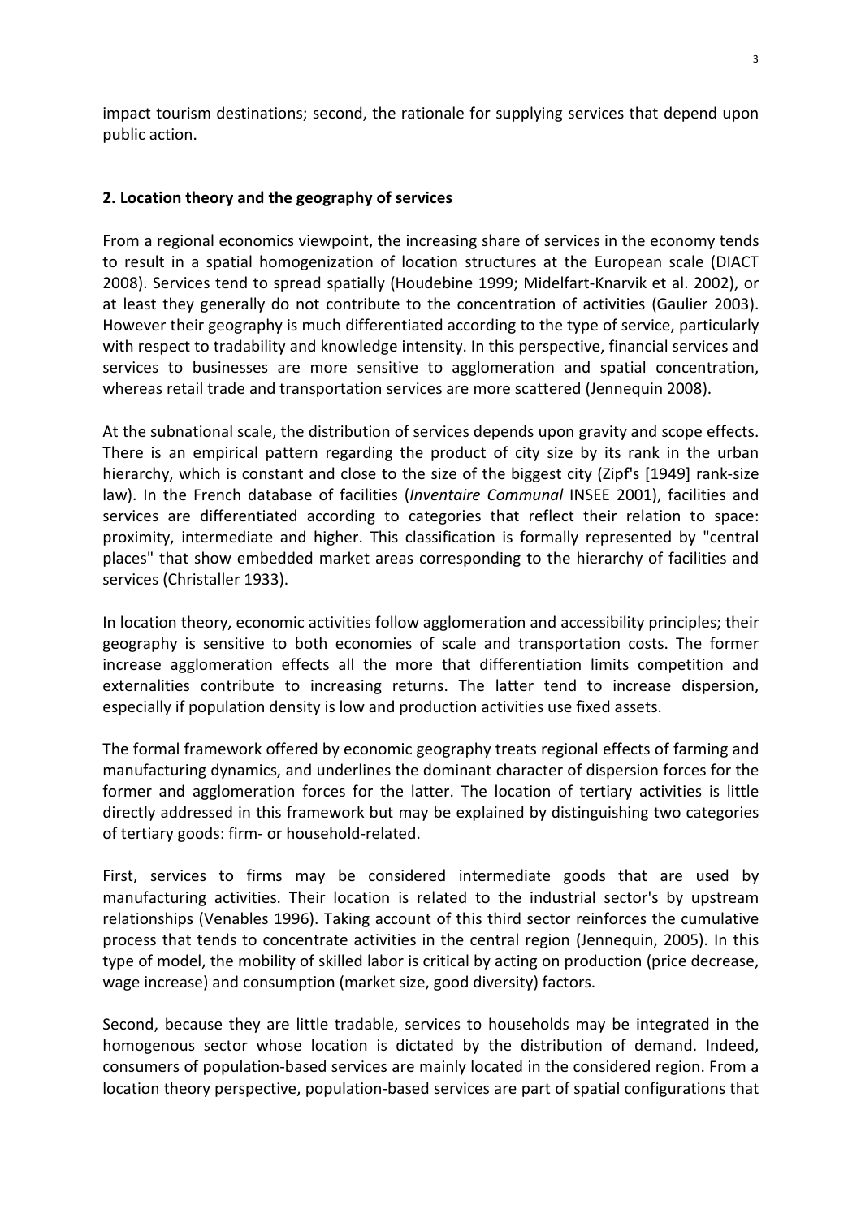impact tourism destinations; second, the rationale for supplying services that depend upon public action.

## 2. Location theory and the geography of services

From a regional economics viewpoint, the increasing share of services in the economy tends to result in a spatial homogenization of location structures at the European scale (DIACT 2008). Services tend to spread spatially (Houdebine 1999; Midelfart-Knarvik et al. 2002), or at least they generally do not contribute to the concentration of activities (Gaulier 2003). However their geography is much differentiated according to the type of service, particularly with respect to tradability and knowledge intensity. In this perspective, financial services and services to businesses are more sensitive to agglomeration and spatial concentration, whereas retail trade and transportation services are more scattered (Jennequin 2008).

At the subnational scale, the distribution of services depends upon gravity and scope effects. There is an empirical pattern regarding the product of city size by its rank in the urban hierarchy, which is constant and close to the size of the biggest city (Zipf's [1949] rank-size law). In the French database of facilities (*Inventaire Communal* INSEE 2001), facilities and services are differentiated according to categories that reflect their relation to space: proximity, intermediate and higher. This classification is formally represented by "central places" that show embedded market areas corresponding to the hierarchy of facilities and services (Christaller 1933).

In location theory, economic activities follow agglomeration and accessibility principles; their geography is sensitive to both economies of scale and transportation costs. The former increase agglomeration effects all the more that differentiation limits competition and externalities contribute to increasing returns. The latter tend to increase dispersion, especially if population density is low and production activities use fixed assets.

The formal framework offered by economic geography treats regional effects of farming and manufacturing dynamics, and underlines the dominant character of dispersion forces for the former and agglomeration forces for the latter. The location of tertiary activities is little directly addressed in this framework but may be explained by distinguishing two categories of tertiary goods: firm- or household-related.

First, services to firms may be considered intermediate goods that are used by manufacturing activities. Their location is related to the industrial sector's by upstream relationships (Venables 1996). Taking account of this third sector reinforces the cumulative process that tends to concentrate activities in the central region (Jennequin, 2005). In this type of model, the mobility of skilled labor is critical by acting on production (price decrease, wage increase) and consumption (market size, good diversity) factors.

Second, because they are little tradable, services to households may be integrated in the homogenous sector whose location is dictated by the distribution of demand. Indeed, consumers of population-based services are mainly located in the considered region. From a location theory perspective, population-based services are part of spatial configurations that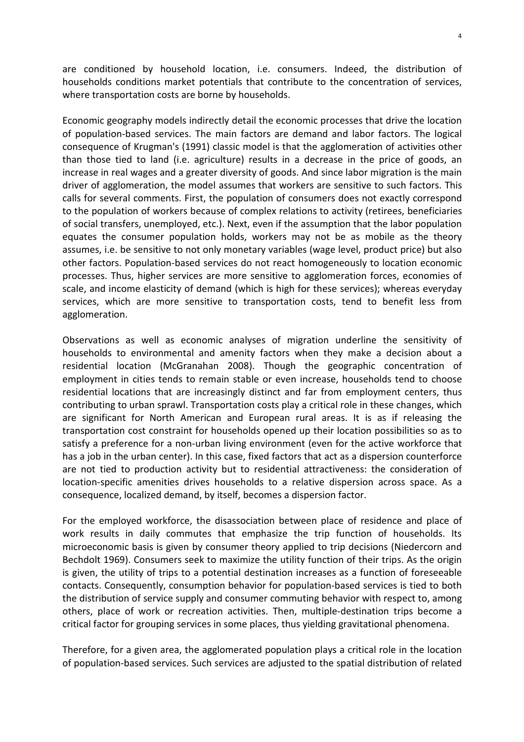are conditioned by household location, i.e. consumers. Indeed, the distribution of households conditions market potentials that contribute to the concentration of services, where transportation costs are borne by households.

Economic geography models indirectly detail the economic processes that drive the location of population-based services. The main factors are demand and labor factors. The logical consequence of Krugman's (1991) classic model is that the agglomeration of activities other than those tied to land (i.e. agriculture) results in a decrease in the price of goods, an increase in real wages and a greater diversity of goods. And since labor migration is the main driver of agglomeration, the model assumes that workers are sensitive to such factors. This calls for several comments. First, the population of consumers does not exactly correspond to the population of workers because of complex relations to activity (retirees, beneficiaries of social transfers, unemployed, etc.). Next, even if the assumption that the labor population equates the consumer population holds, workers may not be as mobile as the theory assumes, i.e. be sensitive to not only monetary variables (wage level, product price) but also other factors. Population-based services do not react homogeneously to location economic processes. Thus, higher services are more sensitive to agglomeration forces, economies of scale, and income elasticity of demand (which is high for these services); whereas everyday services, which are more sensitive to transportation costs, tend to benefit less from agglomeration.

Observations as well as economic analyses of migration underline the sensitivity of households to environmental and amenity factors when they make a decision about a residential location (McGranahan 2008). Though the geographic concentration of employment in cities tends to remain stable or even increase, households tend to choose residential locations that are increasingly distinct and far from employment centers, thus contributing to urban sprawl. Transportation costs play a critical role in these changes, which are significant for North American and European rural areas. It is as if releasing the transportation cost constraint for households opened up their location possibilities so as to satisfy a preference for a non-urban living environment (even for the active workforce that has a job in the urban center). In this case, fixed factors that act as a dispersion counterforce are not tied to production activity but to residential attractiveness: the consideration of location-specific amenities drives households to a relative dispersion across space. As a consequence, localized demand, by itself, becomes a dispersion factor.

For the employed workforce, the disassociation between place of residence and place of work results in daily commutes that emphasize the trip function of households. Its microeconomic basis is given by consumer theory applied to trip decisions (Niedercorn and Bechdolt 1969). Consumers seek to maximize the utility function of their trips. As the origin is given, the utility of trips to a potential destination increases as a function of foreseeable contacts. Consequently, consumption behavior for population-based services is tied to both the distribution of service supply and consumer commuting behavior with respect to, among others, place of work or recreation activities. Then, multiple-destination trips become a critical factor for grouping services in some places, thus yielding gravitational phenomena.

Therefore, for a given area, the agglomerated population plays a critical role in the location of population-based services. Such services are adjusted to the spatial distribution of related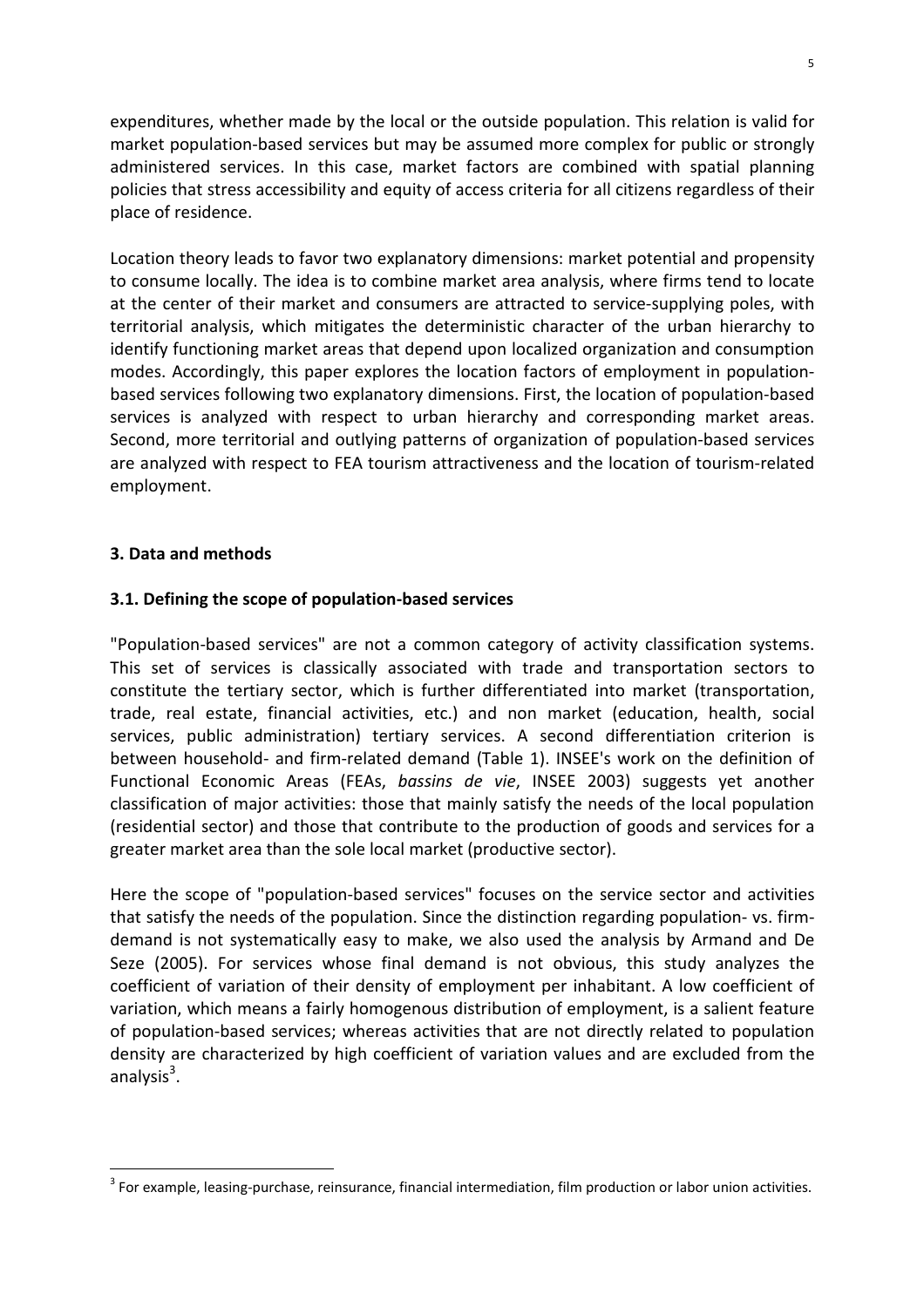expenditures, whether made by the local or the outside population. This relation is valid for market population-based services but may be assumed more complex for public or strongly administered services. In this case, market factors are combined with spatial planning policies that stress accessibility and equity of access criteria for all citizens regardless of their place of residence.

Location theory leads to favor two explanatory dimensions: market potential and propensity to consume locally. The idea is to combine market area analysis, where firms tend to locate at the center of their market and consumers are attracted to service-supplying poles, with territorial analysis, which mitigates the deterministic character of the urban hierarchy to identify functioning market areas that depend upon localized organization and consumption modes. Accordingly, this paper explores the location factors of employment in population-based services following two explanatory dimensions. First, the location of population-based services is analyzed with respect to urban hierarchy and corresponding market areas. Second, more territorial and outlying patterns of organization of population-based services are analyzed with respect to FEA tourism attractiveness and the location of tourism-related employment.

## 3. Data and methods

### 3.1. Defining the scope of population-based services

"Population-based services" are not a common category of activity classification systems. This set of services is classically associated with trade and transportation sectors to constitute the tertiary sector, which is further differentiated into market (transportation, trade, real estate, financial activities, etc.) and non market (education, health, social services, public administration) tertiary services. A second differentiation criterion is between household- and firm-related demand (Table 1). INSEE's work on the definition of Functional Economic Areas (FEAs, *bassins de vie*, INSEE 2003) suggests yet another classification of major activities: those that mainly satisfy the needs of the local population (residential sector) and those that contribute to the production of goods and services for a greater market area than the sole local market (productive sector).

Here the scope of "population-based services" focuses on the service sector and activities that satisfy the needs of the population. Since the distinction regarding population- vs. firm-demand is not systematically easy to make, we also used the analysis by Armand and De Seze (2005). For services whose final demand is not obvious, this study analyzes the coefficient of variation of their density of employment per inhabitant. A low coefficient of variation, which means a fairly homogenous distribution of employment, is a salient feature of population-based services; whereas activities that are not directly related to population density are characterized by high coefficient of variation values and are excluded from the analysis[3].

[3] For example, leasing-purchase, reinsurance, financial intermediation, film production or labor union activities.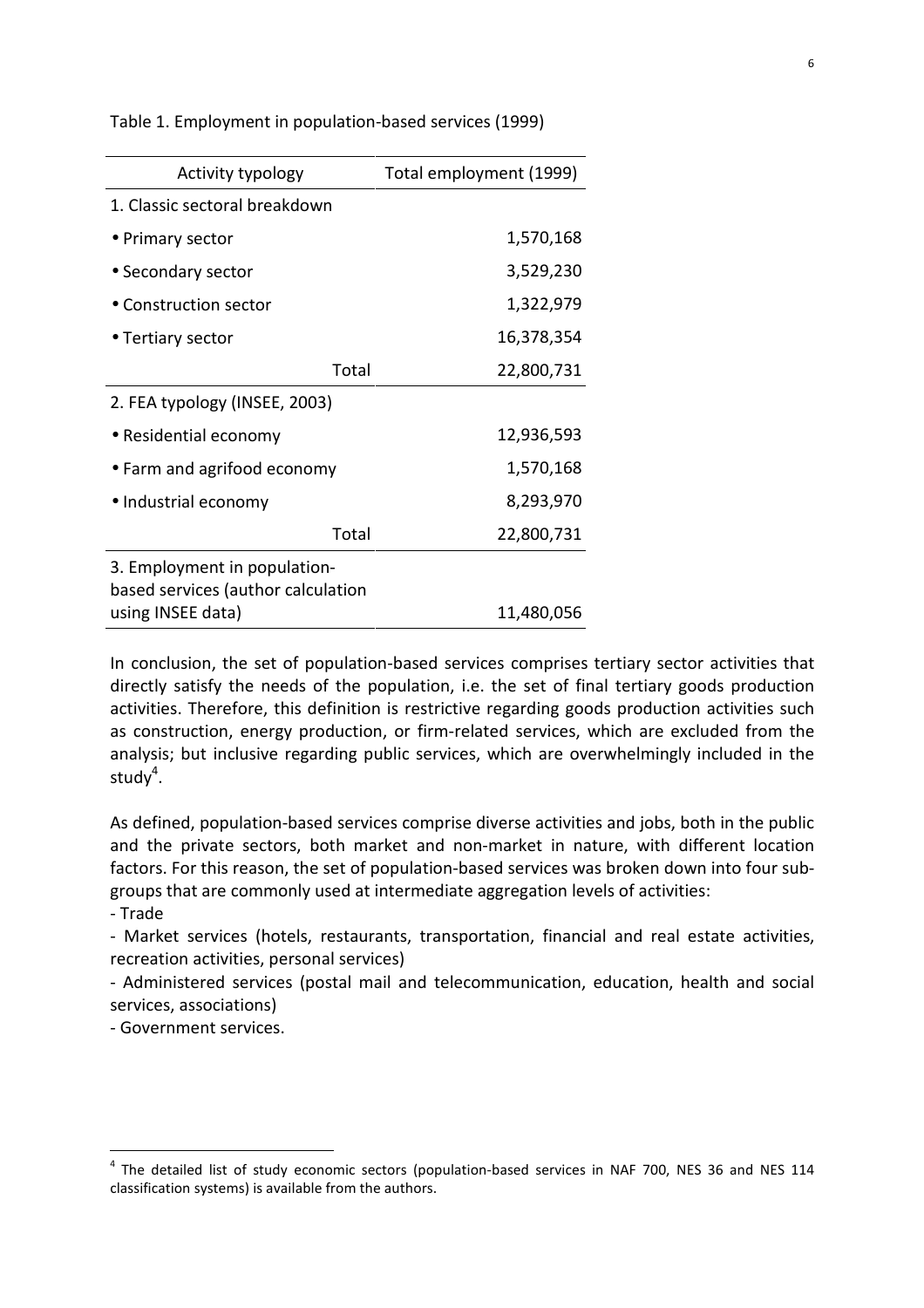Table 1. Employment in population-based services (1999)

| Activity typology | Total employment (1999) |
|---|---|
| 1. Classic sectoral breakdown | |
| • Primary sector | 1,570,168 |
| • Secondary sector | 3,529,230 |
| • Construction sector | 1,322,979 |
| • Tertiary sector | 16,378,354 |
| Total | 22,800,731 |
| 2. FEA typology (INSEE, 2003) | |
| • Residential economy | 12,936,593 |
| • Farm and agrifood economy | 1,570,168 |
| • Industrial economy | 8,293,970 |
| Total | 22,800,731 |
| 3. Employment in population-based services (author calculation using INSEE data) | 11,480,056 |

In conclusion, the set of population-based services comprises tertiary sector activities that directly satisfy the needs of the population, i.e. the set of final tertiary goods production activities. Therefore, this definition is restrictive regarding goods production activities such as construction, energy production, or firm-related services, which are excluded from the analysis; but inclusive regarding public services, which are overwhelmingly included in the study[4].

As defined, population-based services comprise diverse activities and jobs, both in the public and the private sectors, both market and non-market in nature, with different location factors. For this reason, the set of population-based services was broken down into four sub-groups that are commonly used at intermediate aggregation levels of activities:

- Trade
- Market services (hotels, restaurants, transportation, financial and real estate activities, recreation activities, personal services)
- Administered services (postal mail and telecommunication, education, health and social services, associations)
- Government services.

[4] The detailed list of study economic sectors (population-based services in NAF 700, NES 36 and NES 114 classification systems) is available from the authors.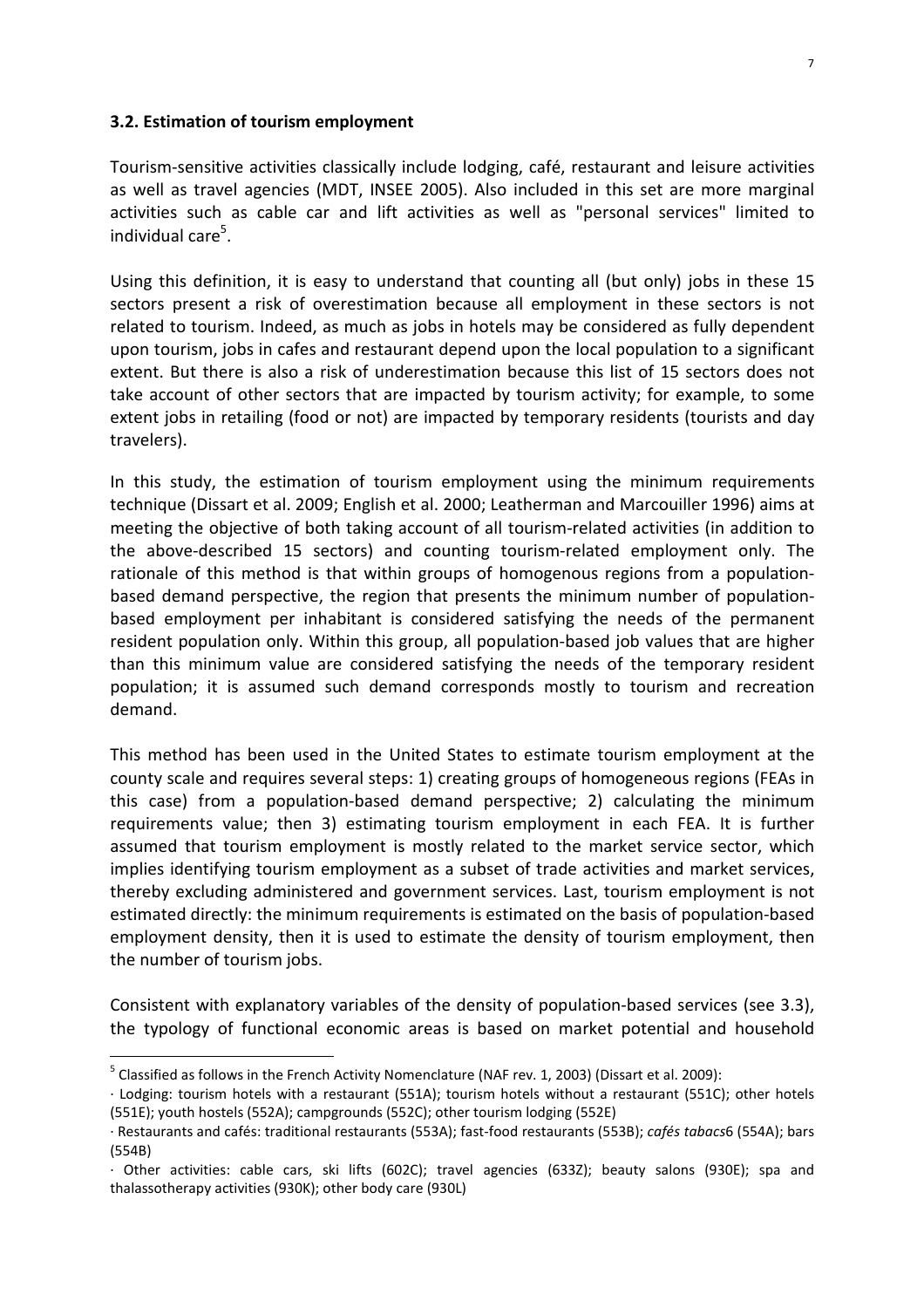### 3.2. Estimation of tourism employment

Tourism-sensitive activities classically include lodging, café, restaurant and leisure activities as well as travel agencies (MDT, INSEE 2005). Also included in this set are more marginal activities such as cable car and lift activities as well as "personal services" limited to individual care[5].

Using this definition, it is easy to understand that counting all (but only) jobs in these 15 sectors present a risk of overestimation because all employment in these sectors is not related to tourism. Indeed, as much as jobs in hotels may be considered as fully dependent upon tourism, jobs in cafes and restaurant depend upon the local population to a significant extent. But there is also a risk of underestimation because this list of 15 sectors does not take account of other sectors that are impacted by tourism activity; for example, to some extent jobs in retailing (food or not) are impacted by temporary residents (tourists and day travelers).

In this study, the estimation of tourism employment using the minimum requirements technique (Dissart et al. 2009; English et al. 2000; Leatherman and Marcouiller 1996) aims at meeting the objective of both taking account of all tourism-related activities (in addition to the above-described 15 sectors) and counting tourism-related employment only. The rationale of this method is that within groups of homogenous regions from a population-based demand perspective, the region that presents the minimum number of population-based employment per inhabitant is considered satisfying the needs of the permanent resident population only. Within this group, all population-based job values that are higher than this minimum value are considered satisfying the needs of the temporary resident population; it is assumed such demand corresponds mostly to tourism and recreation demand.

This method has been used in the United States to estimate tourism employment at the county scale and requires several steps: 1) creating groups of homogeneous regions (FEAs in this case) from a population-based demand perspective; 2) calculating the minimum requirements value; then 3) estimating tourism employment in each FEA. It is further assumed that tourism employment is mostly related to the market service sector, which implies identifying tourism employment as a subset of trade activities and market services, thereby excluding administered and government services. Last, tourism employment is not estimated directly: the minimum requirements is estimated on the basis of population-based employment density, then it is used to estimate the density of tourism employment, then the number of tourism jobs.

Consistent with explanatory variables of the density of population-based services (see 3.3), the typology of functional economic areas is based on market potential and household

---

[5] Classified as follows in the French Activity Nomenclature (NAF rev. 1, 2003) (Dissart et al. 2009):

· Lodging: tourism hotels with a restaurant (551A); tourism hotels without a restaurant (551C); other hotels (551E); youth hostels (552A); campgrounds (552C); other tourism lodging (552E)

· Restaurants and cafés: traditional restaurants (553A); fast-food restaurants (553B); *cafés tabacs*6 (554A); bars (554B)

· Other activities: cable cars, ski lifts (602C); travel agencies (633Z); beauty salons (930E); spa and thalassotherapy activities (930K); other body care (930L)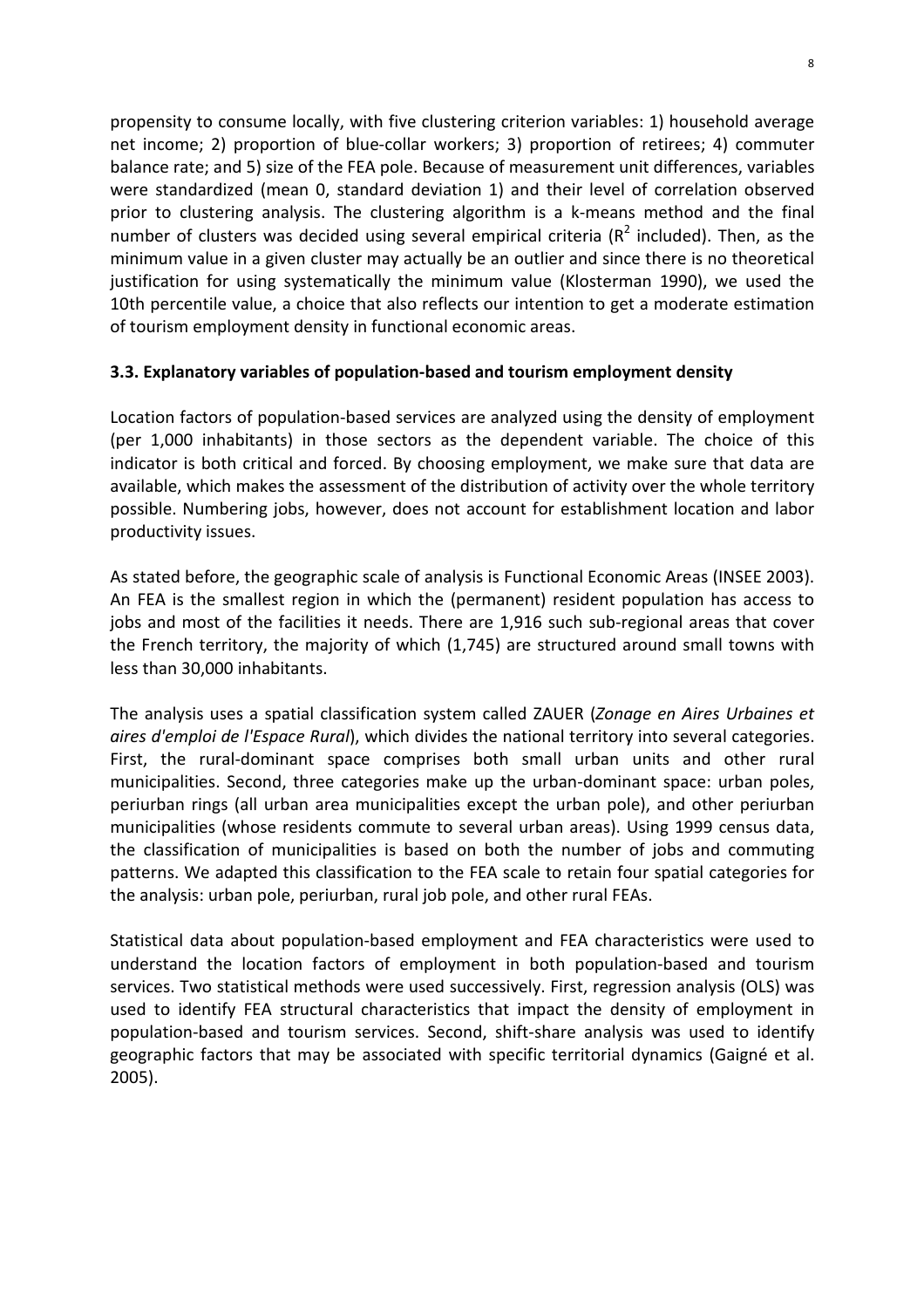propensity to consume locally, with five clustering criterion variables: 1) household average net income; 2) proportion of blue-collar workers; 3) proportion of retirees; 4) commuter balance rate; and 5) size of the FEA pole. Because of measurement unit differences, variables were standardized (mean 0, standard deviation 1) and their level of correlation observed prior to clustering analysis. The clustering algorithm is a k-means method and the final number of clusters was decided using several empirical criteria ($R^2$ included). Then, as the minimum value in a given cluster may actually be an outlier and since there is no theoretical justification for using systematically the minimum value (Klosterman 1990), we used the 10th percentile value, a choice that also reflects our intention to get a moderate estimation of tourism employment density in functional economic areas.

### 3.3. Explanatory variables of population-based and tourism employment density

Location factors of population-based services are analyzed using the density of employment (per 1,000 inhabitants) in those sectors as the dependent variable. The choice of this indicator is both critical and forced. By choosing employment, we make sure that data are available, which makes the assessment of the distribution of activity over the whole territory possible. Numbering jobs, however, does not account for establishment location and labor productivity issues.

As stated before, the geographic scale of analysis is Functional Economic Areas (INSEE 2003). An FEA is the smallest region in which the (permanent) resident population has access to jobs and most of the facilities it needs. There are 1,916 such sub-regional areas that cover the French territory, the majority of which (1,745) are structured around small towns with less than 30,000 inhabitants.

The analysis uses a spatial classification system called ZAUER (*Zonage en Aires Urbaines et aires d'emploi de l'Espace Rural*), which divides the national territory into several categories. First, the rural-dominant space comprises both small urban units and other rural municipalities. Second, three categories make up the urban-dominant space: urban poles, periurban rings (all urban area municipalities except the urban pole), and other periurban municipalities (whose residents commute to several urban areas). Using 1999 census data, the classification of municipalities is based on both the number of jobs and commuting patterns. We adapted this classification to the FEA scale to retain four spatial categories for the analysis: urban pole, periurban, rural job pole, and other rural FEAs.

Statistical data about population-based employment and FEA characteristics were used to understand the location factors of employment in both population-based and tourism services. Two statistical methods were used successively. First, regression analysis (OLS) was used to identify FEA structural characteristics that impact the density of employment in population-based and tourism services. Second, shift-share analysis was used to identify geographic factors that may be associated with specific territorial dynamics (Gaigné et al. 2005).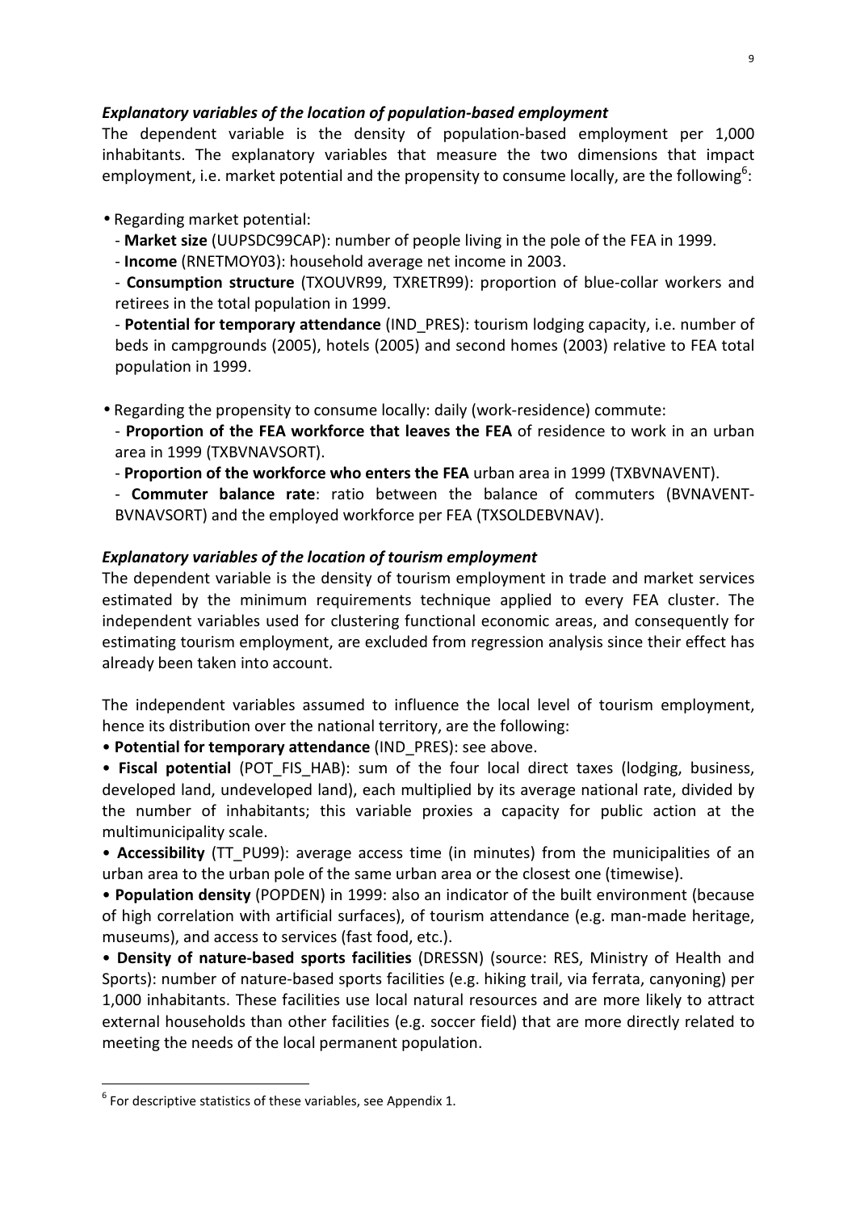### *Explanatory variables of the location of population-based employment*

The dependent variable is the density of population-based employment per 1,000 inhabitants. The explanatory variables that measure the two dimensions that impact employment, i.e. market potential and the propensity to consume locally, are the following[6]:

- Regarding market potential:
  - **Market size** (UUPSDC99CAP): number of people living in the pole of the FEA in 1999.
  - **Income** (RNETMOY03): household average net income in 2003.
  - **Consumption structure** (TXOUVR99, TXRETR99): proportion of blue-collar workers and retirees in the total population in 1999.
  - **Potential for temporary attendance** (IND_PRES): tourism lodging capacity, i.e. number of beds in campgrounds (2005), hotels (2005) and second homes (2003) relative to FEA total population in 1999.

- Regarding the propensity to consume locally: daily (work-residence) commute:
  - **Proportion of the FEA workforce that leaves the FEA** of residence to work in an urban area in 1999 (TXBVNAVSORT).
  - **Proportion of the workforce who enters the FEA** urban area in 1999 (TXBVNAVENT).
  - **Commuter balance rate**: ratio between the balance of commuters (BVNAVENT-BVNAVSORT) and the employed workforce per FEA (TXSOLDEBVNAV).

### *Explanatory variables of the location of tourism employment*

The dependent variable is the density of tourism employment in trade and market services estimated by the minimum requirements technique applied to every FEA cluster. The independent variables used for clustering functional economic areas, and consequently for estimating tourism employment, are excluded from regression analysis since their effect has already been taken into account.

The independent variables assumed to influence the local level of tourism employment, hence its distribution over the national territory, are the following:

- **Potential for temporary attendance** (IND_PRES): see above.
- **Fiscal potential** (POT_FIS_HAB): sum of the four local direct taxes (lodging, business, developed land, undeveloped land), each multiplied by its average national rate, divided by the number of inhabitants; this variable proxies a capacity for public action at the multimunicipality scale.
- **Accessibility** (TT_PU99): average access time (in minutes) from the municipalities of an urban area to the urban pole of the same urban area or the closest one (timewise).
- **Population density** (POPDEN) in 1999: also an indicator of the built environment (because of high correlation with artificial surfaces), of tourism attendance (e.g. man-made heritage, museums), and access to services (fast food, etc.).
- **Density of nature-based sports facilities** (DRESSN) (source: RES, Ministry of Health and Sports): number of nature-based sports facilities (e.g. hiking trail, via ferrata, canyoning) per 1,000 inhabitants. These facilities use local natural resources and are more likely to attract external households than other facilities (e.g. soccer field) that are more directly related to meeting the needs of the local permanent population.

---

[6] For descriptive statistics of these variables, see Appendix 1.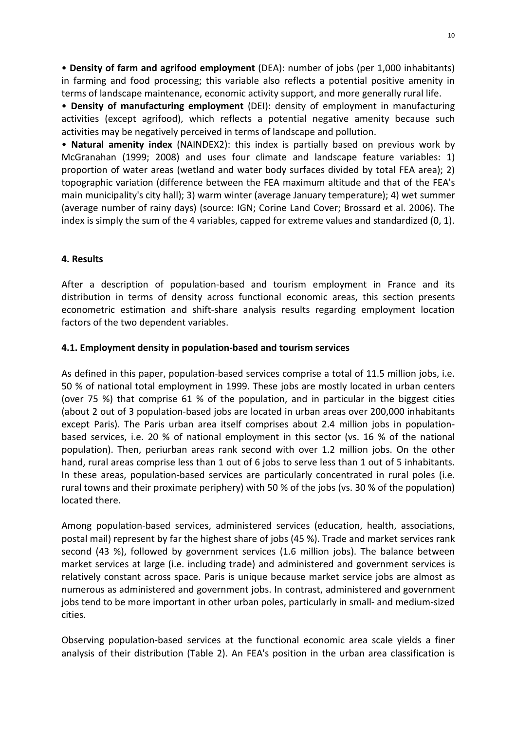• **Density of farm and agrifood employment** (DEA): number of jobs (per 1,000 inhabitants) in farming and food processing; this variable also reflects a potential positive amenity in terms of landscape maintenance, economic activity support, and more generally rural life.

• **Density of manufacturing employment** (DEI): density of employment in manufacturing activities (except agrifood), which reflects a potential negative amenity because such activities may be negatively perceived in terms of landscape and pollution.

• **Natural amenity index** (NAINDEX2): this index is partially based on previous work by McGranahan (1999; 2008) and uses four climate and landscape feature variables: 1) proportion of water areas (wetland and water body surfaces divided by total FEA area); 2) topographic variation (difference between the FEA maximum altitude and that of the FEA's main municipality's city hall); 3) warm winter (average January temperature); 4) wet summer (average number of rainy days) (source: IGN; Corine Land Cover; Brossard et al. 2006). The index is simply the sum of the 4 variables, capped for extreme values and standardized (0, 1).

## 4. Results

After a description of population-based and tourism employment in France and its distribution in terms of density across functional economic areas, this section presents econometric estimation and shift-share analysis results regarding employment location factors of the two dependent variables.

### 4.1. Employment density in population-based and tourism services

As defined in this paper, population-based services comprise a total of 11.5 million jobs, i.e. 50 % of national total employment in 1999. These jobs are mostly located in urban centers (over 75 %) that comprise 61 % of the population, and in particular in the biggest cities (about 2 out of 3 population-based jobs are located in urban areas over 200,000 inhabitants except Paris). The Paris urban area itself comprises about 2.4 million jobs in population-based services, i.e. 20 % of national employment in this sector (vs. 16 % of the national population). Then, periurban areas rank second with over 1.2 million jobs. On the other hand, rural areas comprise less than 1 out of 6 jobs to serve less than 1 out of 5 inhabitants. In these areas, population-based services are particularly concentrated in rural poles (i.e. rural towns and their proximate periphery) with 50 % of the jobs (vs. 30 % of the population) located there.

Among population-based services, administered services (education, health, associations, postal mail) represent by far the highest share of jobs (45 %). Trade and market services rank second (43 %), followed by government services (1.6 million jobs). The balance between market services at large (i.e. including trade) and administered and government services is relatively constant across space. Paris is unique because market service jobs are almost as numerous as administered and government jobs. In contrast, administered and government jobs tend to be more important in other urban poles, particularly in small- and medium-sized cities.

Observing population-based services at the functional economic area scale yields a finer analysis of their distribution (Table 2). An FEA's position in the urban area classification is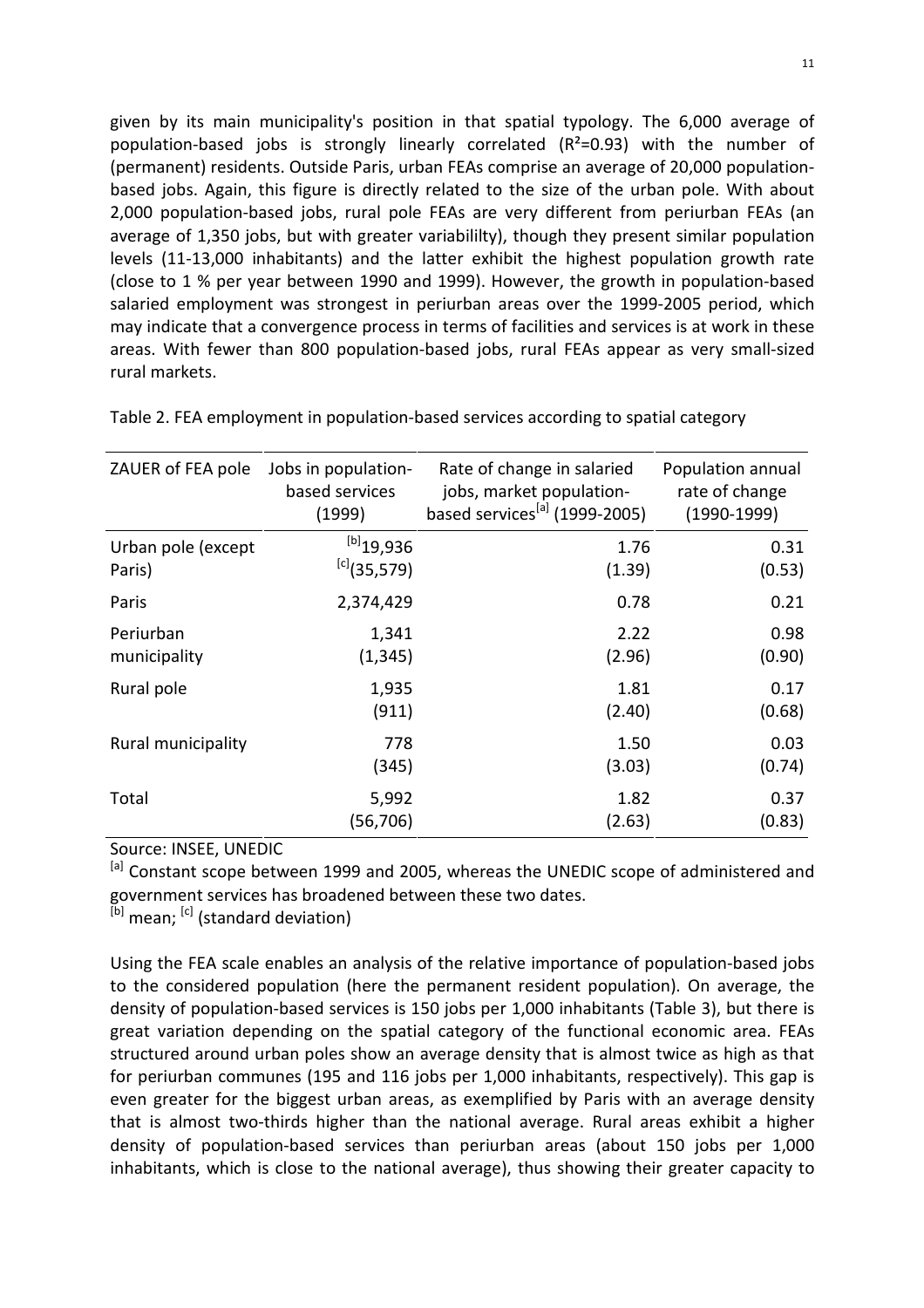given by its main municipality's position in that spatial typology. The 6,000 average of population-based jobs is strongly linearly correlated ($R^2$=0.93) with the number of (permanent) residents. Outside Paris, urban FEAs comprise an average of 20,000 population-based jobs. Again, this figure is directly related to the size of the urban pole. With about 2,000 population-based jobs, rural pole FEAs are very different from periurban FEAs (an average of 1,350 jobs, but with greater variabililty), though they present similar population levels (11-13,000 inhabitants) and the latter exhibit the highest population growth rate (close to 1 % per year between 1990 and 1999). However, the growth in population-based salaried employment was strongest in periurban areas over the 1999-2005 period, which may indicate that a convergence process in terms of facilities and services is at work in these areas. With fewer than 800 population-based jobs, rural FEAs appear as very small-sized rural markets.

Table 2. FEA employment in population-based services according to spatial category

| ZAUER of FEA pole | Jobs in population-based services (1999) | Rate of change in salaried jobs, market population-based services[a] (1999-2005) | Population annual rate of change (1990-1999) |
|---|---|---|---|
| Urban pole (except Paris) | [b]19,936<br>[c](35,579) | 1.76<br>(1.39) | 0.31<br>(0.53) |
| Paris | 2,374,429 | 0.78 | 0.21 |
| Periurban municipality | 1,341<br>(1,345) | 2.22<br>(2.96) | 0.98<br>(0.90) |
| Rural pole | 1,935<br>(911) | 1.81<br>(2.40) | 0.17<br>(0.68) |
| Rural municipality | 778<br>(345) | 1.50<br>(3.03) | 0.03<br>(0.74) |
| Total | 5,992<br>(56,706) | 1.82<br>(2.63) | 0.37<br>(0.83) |

Source: INSEE, UNEDIC

[a] Constant scope between 1999 and 2005, whereas the UNEDIC scope of administered and government services has broadened between these two dates.

[b] mean; [c] (standard deviation)

Using the FEA scale enables an analysis of the relative importance of population-based jobs to the considered population (here the permanent resident population). On average, the density of population-based services is 150 jobs per 1,000 inhabitants (Table 3), but there is great variation depending on the spatial category of the functional economic area. FEAs structured around urban poles show an average density that is almost twice as high as that for periurban communes (195 and 116 jobs per 1,000 inhabitants, respectively). This gap is even greater for the biggest urban areas, as exemplified by Paris with an average density that is almost two-thirds higher than the national average. Rural areas exhibit a higher density of population-based services than periurban areas (about 150 jobs per 1,000 inhabitants, which is close to the national average), thus showing their greater capacity to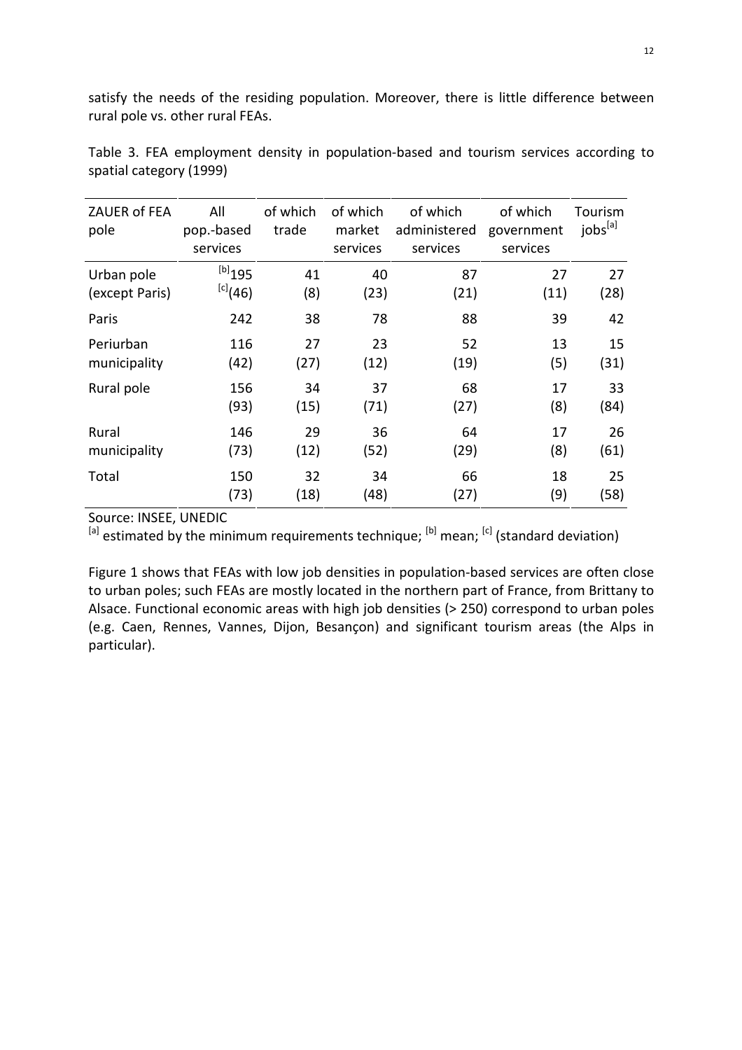satisfy the needs of the residing population. Moreover, there is little difference between rural pole vs. other rural FEAs.

Table 3. FEA employment density in population-based and tourism services according to spatial category (1999)

| ZAUER of FEA pole | All pop.-based services | of which trade | of which market services | of which administered services | of which government services | Tourism jobs[a] |
|---|---|---|---|---|---|---|
| Urban pole (except Paris) | [b]195 [c](46) | 41 (8) | 40 (23) | 87 (21) | 27 (11) | 27 (28) |
| Paris | 242 | 38 | 78 | 88 | 39 | 42 |
| Periurban municipality | 116 (42) | 27 (27) | 23 (12) | 52 (19) | 13 (5) | 15 (31) |
| Rural pole | 156 (93) | 34 (15) | 37 (71) | 68 (27) | 17 (8) | 33 (84) |
| Rural municipality | 146 (73) | 29 (12) | 36 (52) | 64 (29) | 17 (8) | 26 (61) |
| Total | 150 (73) | 32 (18) | 34 (48) | 66 (27) | 18 (9) | 25 (58) |

Source: INSEE, UNEDIC

[a] estimated by the minimum requirements technique; [b] mean; [c] (standard deviation)

Figure 1 shows that FEAs with low job densities in population-based services are often close to urban poles; such FEAs are mostly located in the northern part of France, from Brittany to Alsace. Functional economic areas with high job densities (> 250) correspond to urban poles (e.g. Caen, Rennes, Vannes, Dijon, Besançon) and significant tourism areas (the Alps in particular).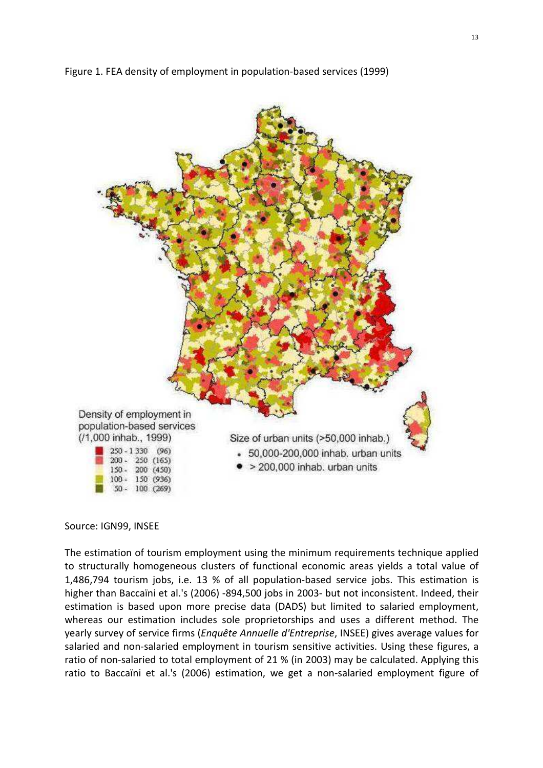Figure 1. FEA density of employment in population-based services (1999)

Source: IGN99, INSEE

The estimation of tourism employment using the minimum requirements technique applied to structurally homogeneous clusters of functional economic areas yields a total value of 1,486,794 tourism jobs, i.e. 13 % of all population-based service jobs. This estimation is higher than Baccaïni et al.'s (2006) -894,500 jobs in 2003- but not inconsistent. Indeed, their estimation is based upon more precise data (DADS) but limited to salaried employment, whereas our estimation includes sole proprietorships and uses a different method. The yearly survey of service firms (*Enquête Annuelle d'Entreprise*, INSEE) gives average values for salaried and non-salaried employment in tourism sensitive activities. Using these figures, a ratio of non-salaried to total employment of 21 % (in 2003) may be calculated. Applying this ratio to Baccaïni et al.'s (2006) estimation, we get a non-salaried employment figure of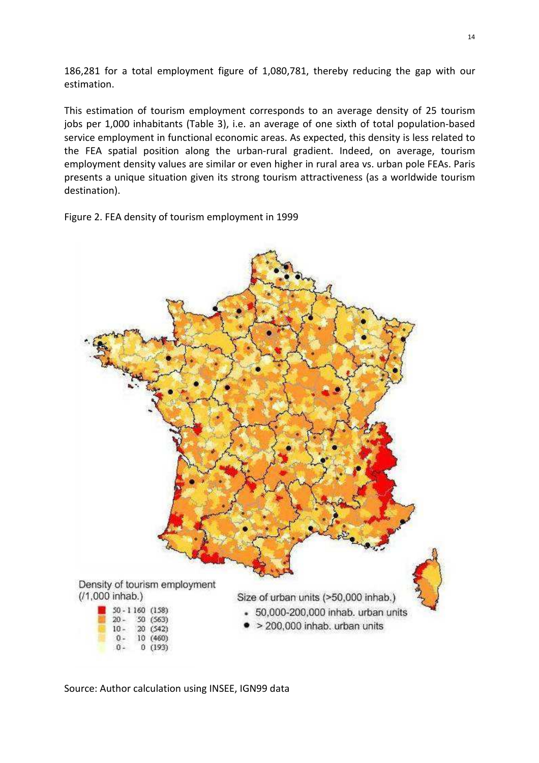186,281 for a total employment figure of 1,080,781, thereby reducing the gap with our estimation.

This estimation of tourism employment corresponds to an average density of 25 tourism jobs per 1,000 inhabitants (Table 3), i.e. an average of one sixth of total population-based service employment in functional economic areas. As expected, this density is less related to the FEA spatial position along the urban-rural gradient. Indeed, on average, tourism employment density values are similar or even higher in rural area vs. urban pole FEAs. Paris presents a unique situation given its strong tourism attractiveness (as a worldwide tourism destination).

Figure 2. FEA density of tourism employment in 1999

Density of tourism employment (/1,000 inhab.)

- 50 - 1 160 (158)
- 20 - 50 (563)
- 10 - 20 (542)
- 0 - 10 (460)
- 0 - 0 (193)

Size of urban units (>50,000 inhab.)

- 50,000-200,000 inhab. urban units
- > 200,000 inhab. urban units

Source: Author calculation using INSEE, IGN99 data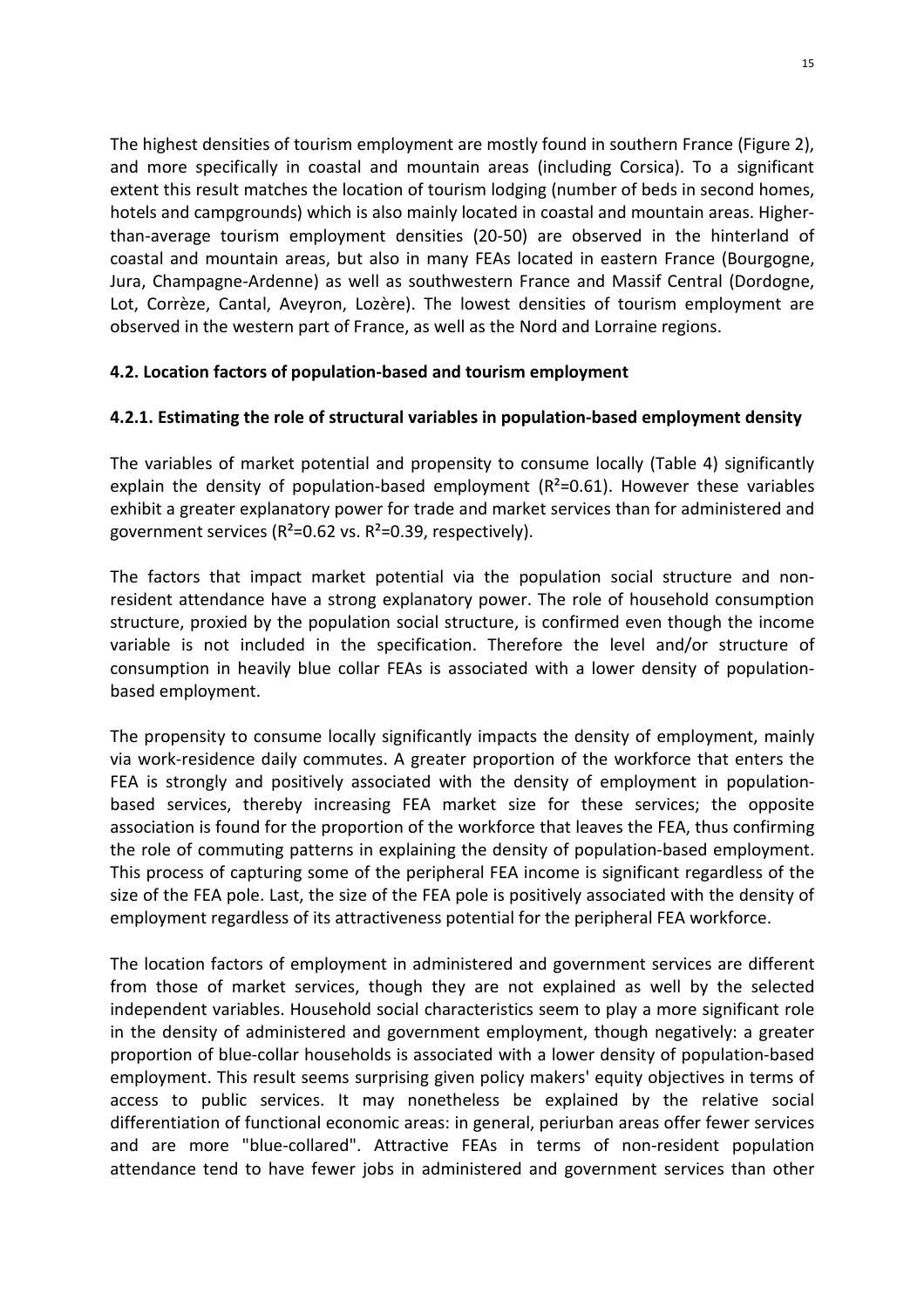The highest densities of tourism employment are mostly found in southern France (Figure 2), and more specifically in coastal and mountain areas (including Corsica). To a significant extent this result matches the location of tourism lodging (number of beds in second homes, hotels and campgrounds) which is also mainly located in coastal and mountain areas. Higher-than-average tourism employment densities (20-50) are observed in the hinterland of coastal and mountain areas, but also in many FEAs located in eastern France (Bourgogne, Jura, Champagne-Ardenne) as well as southwestern France and Massif Central (Dordogne, Lot, Corrèze, Cantal, Aveyron, Lozère). The lowest densities of tourism employment are observed in the western part of France, as well as the Nord and Lorraine regions.

### 4.2. Location factors of population-based and tourism employment

#### 4.2.1. Estimating the role of structural variables in population-based employment density

The variables of market potential and propensity to consume locally (Table 4) significantly explain the density of population-based employment ($R^2$=0.61). However these variables exhibit a greater explanatory power for trade and market services than for administered and government services ($R^2$=0.62 vs. $R^2$=0.39, respectively).

The factors that impact market potential via the population social structure and non-resident attendance have a strong explanatory power. The role of household consumption structure, proxied by the population social structure, is confirmed even though the income variable is not included in the specification. Therefore the level and/or structure of consumption in heavily blue collar FEAs is associated with a lower density of population-based employment.

The propensity to consume locally significantly impacts the density of employment, mainly via work-residence daily commutes. A greater proportion of the workforce that enters the FEA is strongly and positively associated with the density of employment in population-based services, thereby increasing FEA market size for these services; the opposite association is found for the proportion of the workforce that leaves the FEA, thus confirming the role of commuting patterns in explaining the density of population-based employment. This process of capturing some of the peripheral FEA income is significant regardless of the size of the FEA pole. Last, the size of the FEA pole is positively associated with the density of employment regardless of its attractiveness potential for the peripheral FEA workforce.

The location factors of employment in administered and government services are different from those of market services, though they are not explained as well by the selected independent variables. Household social characteristics seem to play a more significant role in the density of administered and government employment, though negatively: a greater proportion of blue-collar households is associated with a lower density of population-based employment. This result seems surprising given policy makers' equity objectives in terms of access to public services. It may nonetheless be explained by the relative social differentiation of functional economic areas: in general, periurban areas offer fewer services and are more "blue-collared". Attractive FEAs in terms of non-resident population attendance tend to have fewer jobs in administered and government services than other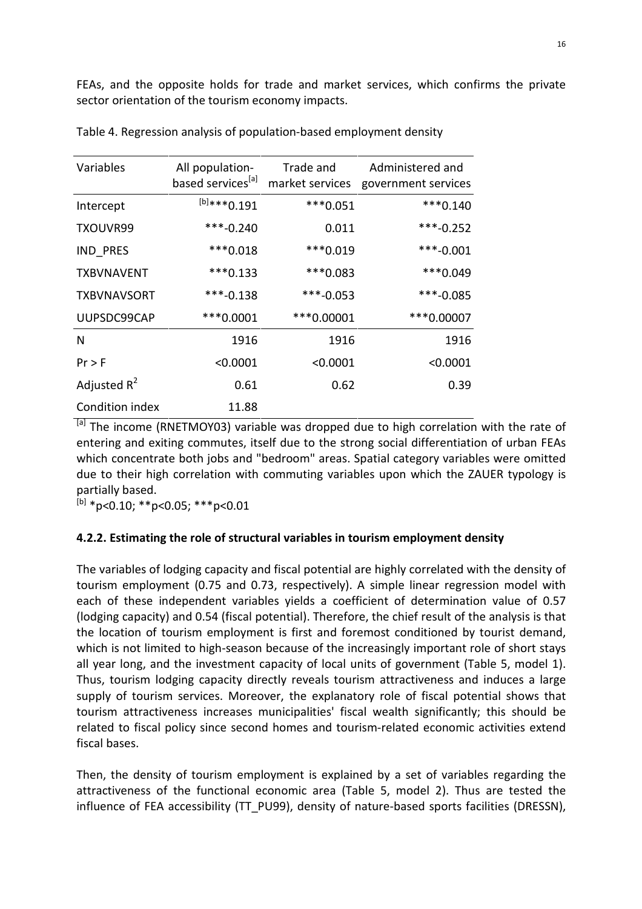FEAs, and the opposite holds for trade and market services, which confirms the private sector orientation of the tourism economy impacts.

Table 4. Regression analysis of population-based employment density

| Variables | All population-based services[a] | Trade and market services | Administered and government services |
|---|---|---|---|
| Intercept | [b]***0.191 | ***0.051 | ***0.140 |
| TXOUVR99 | ***-0.240 | 0.011 | ***-0.252 |
| IND_PRES | ***0.018 | ***0.019 | ***-0.001 |
| TXBVNAVENT | ***0.133 | ***0.083 | ***0.049 |
| TXBVNAVSORT | ***-0.138 | ***-0.053 | ***-0.085 |
| UUPSDC99CAP | ***0.0001 | ***0.00001 | ***0.00007 |
| N | 1916 | 1916 | 1916 |
| Pr > F | <0.0001 | <0.0001 | <0.0001 |
| Adjusted $R^2$ | 0.61 | 0.62 | 0.39 |
| Condition index | 11.88 | | |

[a] The income (RNETMOY03) variable was dropped due to high correlation with the rate of entering and exiting commutes, itself due to the strong social differentiation of urban FEAs which concentrate both jobs and "bedroom" areas. Spatial category variables were omitted due to their high correlation with commuting variables upon which the ZAUER typology is partially based.

[b] *p<0.10; **p<0.05; ***p<0.01

#### 4.2.2. Estimating the role of structural variables in tourism employment density

The variables of lodging capacity and fiscal potential are highly correlated with the density of tourism employment (0.75 and 0.73, respectively). A simple linear regression model with each of these independent variables yields a coefficient of determination value of 0.57 (lodging capacity) and 0.54 (fiscal potential). Therefore, the chief result of the analysis is that the location of tourism employment is first and foremost conditioned by tourist demand, which is not limited to high-season because of the increasingly important role of short stays all year long, and the investment capacity of local units of government (Table 5, model 1). Thus, tourism lodging capacity directly reveals tourism attractiveness and induces a large supply of tourism services. Moreover, the explanatory role of fiscal potential shows that tourism attractiveness increases municipalities' fiscal wealth significantly; this should be related to fiscal policy since second homes and tourism-related economic activities extend fiscal bases.

Then, the density of tourism employment is explained by a set of variables regarding the attractiveness of the functional economic area (Table 5, model 2). Thus are tested the influence of FEA accessibility (TT_PU99), density of nature-based sports facilities (DRESSN),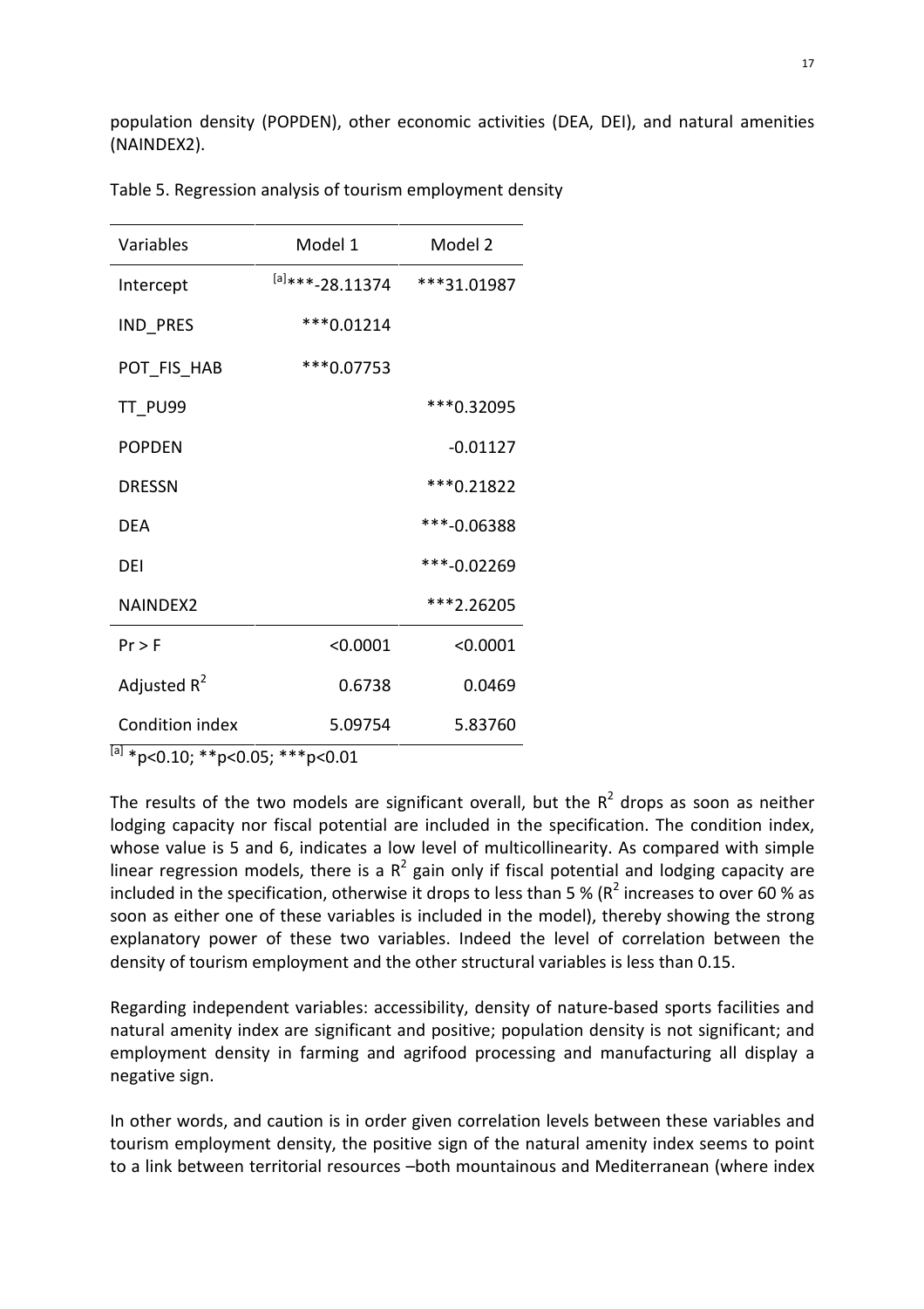population density (POPDEN), other economic activities (DEA, DEI), and natural amenities (NAINDEX2).

Table 5. Regression analysis of tourism employment density

| Variables | Model 1 | Model 2 |
|---|---|---|
| Intercept | [a]***-28.11374 | ***31.01987 |
| IND_PRES | ***0.01214 | |
| POT_FIS_HAB | ***0.07753 | |
| TT_PU99 | | ***0.32095 |
| POPDEN | | -0.01127 |
| DRESSN | | ***0.21822 |
| DEA | | ***-0.06388 |
| DEI | | ***-0.02269 |
| NAINDEX2 | | ***2.26205 |
| Pr > F | <0.0001 | <0.0001 |
| Adjusted $R^2$ | 0.6738 | 0.0469 |
| Condition index | 5.09754 | 5.83760 |

[a] *p<0.10; **p<0.05; ***p<0.01

The results of the two models are significant overall, but the $R^2$ drops as soon as neither lodging capacity nor fiscal potential are included in the specification. The condition index, whose value is 5 and 6, indicates a low level of multicollinearity. As compared with simple linear regression models, there is a $R^2$ gain only if fiscal potential and lodging capacity are included in the specification, otherwise it drops to less than 5 % ($R^2$ increases to over 60 % as soon as either one of these variables is included in the model), thereby showing the strong explanatory power of these two variables. Indeed the level of correlation between the density of tourism employment and the other structural variables is less than 0.15.

Regarding independent variables: accessibility, density of nature-based sports facilities and natural amenity index are significant and positive; population density is not significant; and employment density in farming and agrifood processing and manufacturing all display a negative sign.

In other words, and caution is in order given correlation levels between these variables and tourism employment density, the positive sign of the natural amenity index seems to point to a link between territorial resources –both mountainous and Mediterranean (where index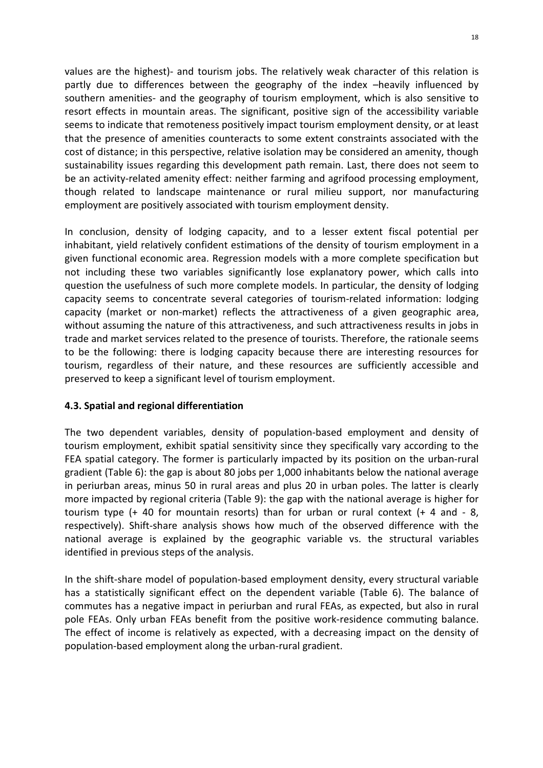values are the highest)- and tourism jobs. The relatively weak character of this relation is partly due to differences between the geography of the index –heavily influenced by southern amenities- and the geography of tourism employment, which is also sensitive to resort effects in mountain areas. The significant, positive sign of the accessibility variable seems to indicate that remoteness positively impact tourism employment density, or at least that the presence of amenities counteracts to some extent constraints associated with the cost of distance; in this perspective, relative isolation may be considered an amenity, though sustainability issues regarding this development path remain. Last, there does not seem to be an activity-related amenity effect: neither farming and agrifood processing employment, though related to landscape maintenance or rural milieu support, nor manufacturing employment are positively associated with tourism employment density.

In conclusion, density of lodging capacity, and to a lesser extent fiscal potential per inhabitant, yield relatively confident estimations of the density of tourism employment in a given functional economic area. Regression models with a more complete specification but not including these two variables significantly lose explanatory power, which calls into question the usefulness of such more complete models. In particular, the density of lodging capacity seems to concentrate several categories of tourism-related information: lodging capacity (market or non-market) reflects the attractiveness of a given geographic area, without assuming the nature of this attractiveness, and such attractiveness results in jobs in trade and market services related to the presence of tourists. Therefore, the rationale seems to be the following: there is lodging capacity because there are interesting resources for tourism, regardless of their nature, and these resources are sufficiently accessible and preserved to keep a significant level of tourism employment.

### 4.3. Spatial and regional differentiation

The two dependent variables, density of population-based employment and density of tourism employment, exhibit spatial sensitivity since they specifically vary according to the FEA spatial category. The former is particularly impacted by its position on the urban-rural gradient (Table 6): the gap is about 80 jobs per 1,000 inhabitants below the national average in periurban areas, minus 50 in rural areas and plus 20 in urban poles. The latter is clearly more impacted by regional criteria (Table 9): the gap with the national average is higher for tourism type (+ 40 for mountain resorts) than for urban or rural context (+ 4 and - 8, respectively). Shift-share analysis shows how much of the observed difference with the national average is explained by the geographic variable vs. the structural variables identified in previous steps of the analysis.

In the shift-share model of population-based employment density, every structural variable has a statistically significant effect on the dependent variable (Table 6). The balance of commutes has a negative impact in periurban and rural FEAs, as expected, but also in rural pole FEAs. Only urban FEAs benefit from the positive work-residence commuting balance. The effect of income is relatively as expected, with a decreasing impact on the density of population-based employment along the urban-rural gradient.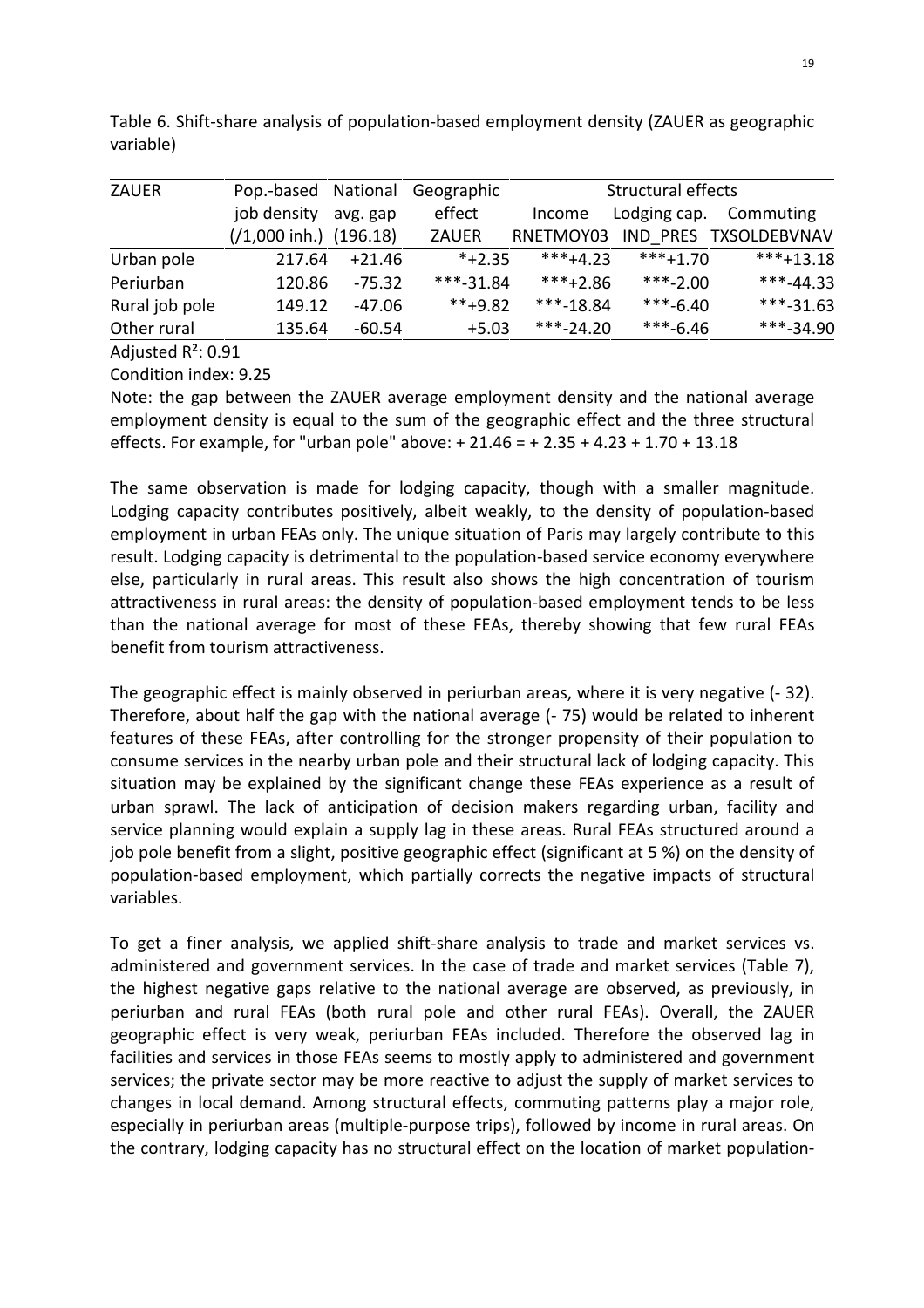Table 6. Shift-share analysis of population-based employment density (ZAUER as geographic variable)

| ZAUER | Pop.-based job density (/1,000 inh.) | National avg. gap (196.18) | Geographic effect ZAUER | Structural effects Income RNETMOY03 | Lodging cap. IND_PRES | Commuting TXSOLDEBVNAV |
|---|---|---|---|---|---|---|
| Urban pole | 217.64 | +21.46 | *+2.35 | ***+4.23 | ***+1.70 | ***+13.18 |
| Periurban | 120.86 | -75.32 | ***-31.84 | ***+2.86 | ***-2.00 | ***-44.33 |
| Rural job pole | 149.12 | -47.06 | **+9.82 | ***-18.84 | ***-6.40 | ***-31.63 |
| Other rural | 135.64 | -60.54 | +5.03 | ***-24.20 | ***-6.46 | ***-34.90 |

Adjusted $R^2$: 0.91

Condition index: 9.25

Note: the gap between the ZAUER average employment density and the national average employment density is equal to the sum of the geographic effect and the three structural effects. For example, for "urban pole" above: + 21.46 = + 2.35 + 4.23 + 1.70 + 13.18

The same observation is made for lodging capacity, though with a smaller magnitude. Lodging capacity contributes positively, albeit weakly, to the density of population-based employment in urban FEAs only. The unique situation of Paris may largely contribute to this result. Lodging capacity is detrimental to the population-based service economy everywhere else, particularly in rural areas. This result also shows the high concentration of tourism attractiveness in rural areas: the density of population-based employment tends to be less than the national average for most of these FEAs, thereby showing that few rural FEAs benefit from tourism attractiveness.

The geographic effect is mainly observed in periurban areas, where it is very negative (- 32). Therefore, about half the gap with the national average (- 75) would be related to inherent features of these FEAs, after controlling for the stronger propensity of their population to consume services in the nearby urban pole and their structural lack of lodging capacity. This situation may be explained by the significant change these FEAs experience as a result of urban sprawl. The lack of anticipation of decision makers regarding urban, facility and service planning would explain a supply lag in these areas. Rural FEAs structured around a job pole benefit from a slight, positive geographic effect (significant at 5 %) on the density of population-based employment, which partially corrects the negative impacts of structural variables.

To get a finer analysis, we applied shift-share analysis to trade and market services vs. administered and government services. In the case of trade and market services (Table 7), the highest negative gaps relative to the national average are observed, as previously, in periurban and rural FEAs (both rural pole and other rural FEAs). Overall, the ZAUER geographic effect is very weak, periurban FEAs included. Therefore the observed lag in facilities and services in those FEAs seems to mostly apply to administered and government services; the private sector may be more reactive to adjust the supply of market services to changes in local demand. Among structural effects, commuting patterns play a major role, especially in periurban areas (multiple-purpose trips), followed by income in rural areas. On the contrary, lodging capacity has no structural effect on the location of market population-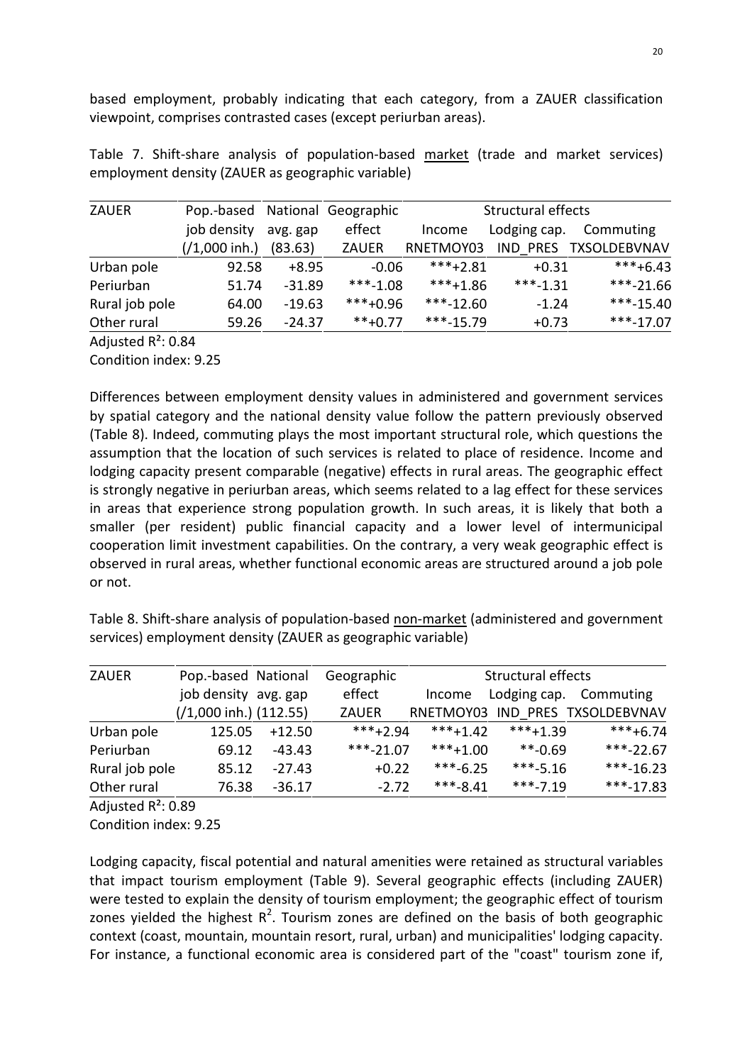based employment, probably indicating that each category, from a ZAUER classification viewpoint, comprises contrasted cases (except periurban areas).

Table 7. Shift-share analysis of population-based market (trade and market services) employment density (ZAUER as geographic variable)

| ZAUER | Pop.-based job density (/1,000 inh.) | National avg. gap (83.63) | Geographic effect ZAUER | Structural effects Income RNETMOY03 | Lodging cap. IND_PRES | Commuting TXSOLDEBVNAV |
|---|---|---|---|---|---|---|
| Urban pole | 92.58 | +8.95 | -0.06 | ***+2.81 | +0.31 | ***+6.43 |
| Periurban | 51.74 | -31.89 | ***-1.08 | ***+1.86 | ***-1.31 | ***-21.66 |
| Rural job pole | 64.00 | -19.63 | ***+0.96 | ***-12.60 | -1.24 | ***-15.40 |
| Other rural | 59.26 | -24.37 | **+0.77 | ***-15.79 | +0.73 | ***-17.07 |

Adjusted $R^2$: 0.84

Condition index: 9.25

Differences between employment density values in administered and government services by spatial category and the national density value follow the pattern previously observed (Table 8). Indeed, commuting plays the most important structural role, which questions the assumption that the location of such services is related to place of residence. Income and lodging capacity present comparable (negative) effects in rural areas. The geographic effect is strongly negative in periurban areas, which seems related to a lag effect for these services in areas that experience strong population growth. In such areas, it is likely that both a smaller (per resident) public financial capacity and a lower level of intermunicipal cooperation limit investment capabilities. On the contrary, a very weak geographic effect is observed in rural areas, whether functional economic areas are structured around a job pole or not.

Table 8. Shift-share analysis of population-based non-market (administered and government services) employment density (ZAUER as geographic variable)

| ZAUER | Pop.-based job density (/1,000 inh.) | National avg. gap (112.55) | Geographic effect ZAUER | Structural effects Income RNETMOY03 | Lodging cap. IND_PRES | Commuting TXSOLDEBVNAV |
|---|---|---|---|---|---|---|
| Urban pole | 125.05 | +12.50 | ***+2.94 | ***+1.42 | ***+1.39 | ***+6.74 |
| Periurban | 69.12 | -43.43 | ***-21.07 | ***+1.00 | **-0.69 | ***-22.67 |
| Rural job pole | 85.12 | -27.43 | +0.22 | ***-6.25 | ***-5.16 | ***-16.23 |
| Other rural | 76.38 | -36.17 | -2.72 | ***-8.41 | ***-7.19 | ***-17.83 |

Adjusted $R^2$: 0.89

Condition index: 9.25

Lodging capacity, fiscal potential and natural amenities were retained as structural variables that impact tourism employment (Table 9). Several geographic effects (including ZAUER) were tested to explain the density of tourism employment; the geographic effect of tourism zones yielded the highest $R^2$. Tourism zones are defined on the basis of both geographic context (coast, mountain, mountain resort, rural, urban) and municipalities' lodging capacity. For instance, a functional economic area is considered part of the "coast" tourism zone if,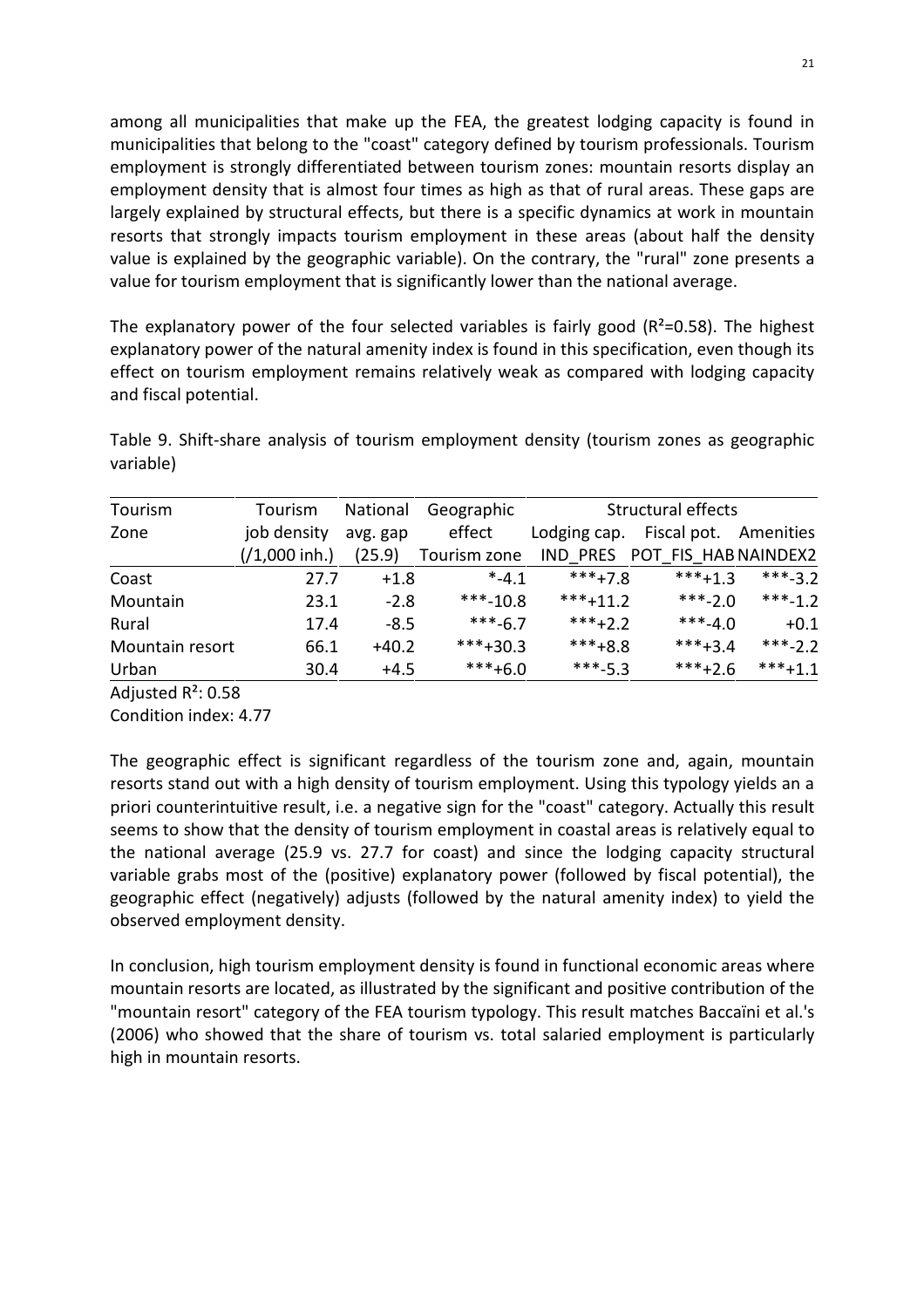among all municipalities that make up the FEA, the greatest lodging capacity is found in municipalities that belong to the "coast" category defined by tourism professionals. Tourism employment is strongly differentiated between tourism zones: mountain resorts display an employment density that is almost four times as high as that of rural areas. These gaps are largely explained by structural effects, but there is a specific dynamics at work in mountain resorts that strongly impacts tourism employment in these areas (about half the density value is explained by the geographic variable). On the contrary, the "rural" zone presents a value for tourism employment that is significantly lower than the national average.

The explanatory power of the four selected variables is fairly good ($R^2$=0.58). The highest explanatory power of the natural amenity index is found in this specification, even though its effect on tourism employment remains relatively weak as compared with lodging capacity and fiscal potential.

Table 9. Shift-share analysis of tourism employment density (tourism zones as geographic variable)

| Tourism Zone | Tourism job density | National avg. gap | Geographic effect | Structural effects | | |
|---|---|---|---|---|---|---|
| | | | | Lodging cap. | Fiscal pot. | Amenities |
| | (/1,000 inh.) | (25.9) | Tourism zone | IND_PRES | POT_FIS_HAB | NAINDEX2 |
| Coast | 27.7 | +1.8 | *-4.1 | ***+7.8 | ***+1.3 | ***-3.2 |
| Mountain | 23.1 | -2.8 | ***-10.8 | ***+11.2 | ***-2.0 | ***-1.2 |
| Rural | 17.4 | -8.5 | ***-6.7 | ***+2.2 | ***-4.0 | +0.1 |
| Mountain resort | 66.1 | +40.2 | ***+30.3 | ***+8.8 | ***+3.4 | ***-2.2 |
| Urban | 30.4 | +4.5 | ***+6.0 | ***-5.3 | ***+2.6 | ***+1.1 |

Adjusted $R^2$: 0.58
Condition index: 4.77

The geographic effect is significant regardless of the tourism zone and, again, mountain resorts stand out with a high density of tourism employment. Using this typology yields an a priori counterintuitive result, i.e. a negative sign for the "coast" category. Actually this result seems to show that the density of tourism employment in coastal areas is relatively equal to the national average (25.9 vs. 27.7 for coast) and since the lodging capacity structural variable grabs most of the (positive) explanatory power (followed by fiscal potential), the geographic effect (negatively) adjusts (followed by the natural amenity index) to yield the observed employment density.

In conclusion, high tourism employment density is found in functional economic areas where mountain resorts are located, as illustrated by the significant and positive contribution of the "mountain resort" category of the FEA tourism typology. This result matches Baccaïni et al.'s (2006) who showed that the share of tourism vs. total salaried employment is particularly high in mountain resorts.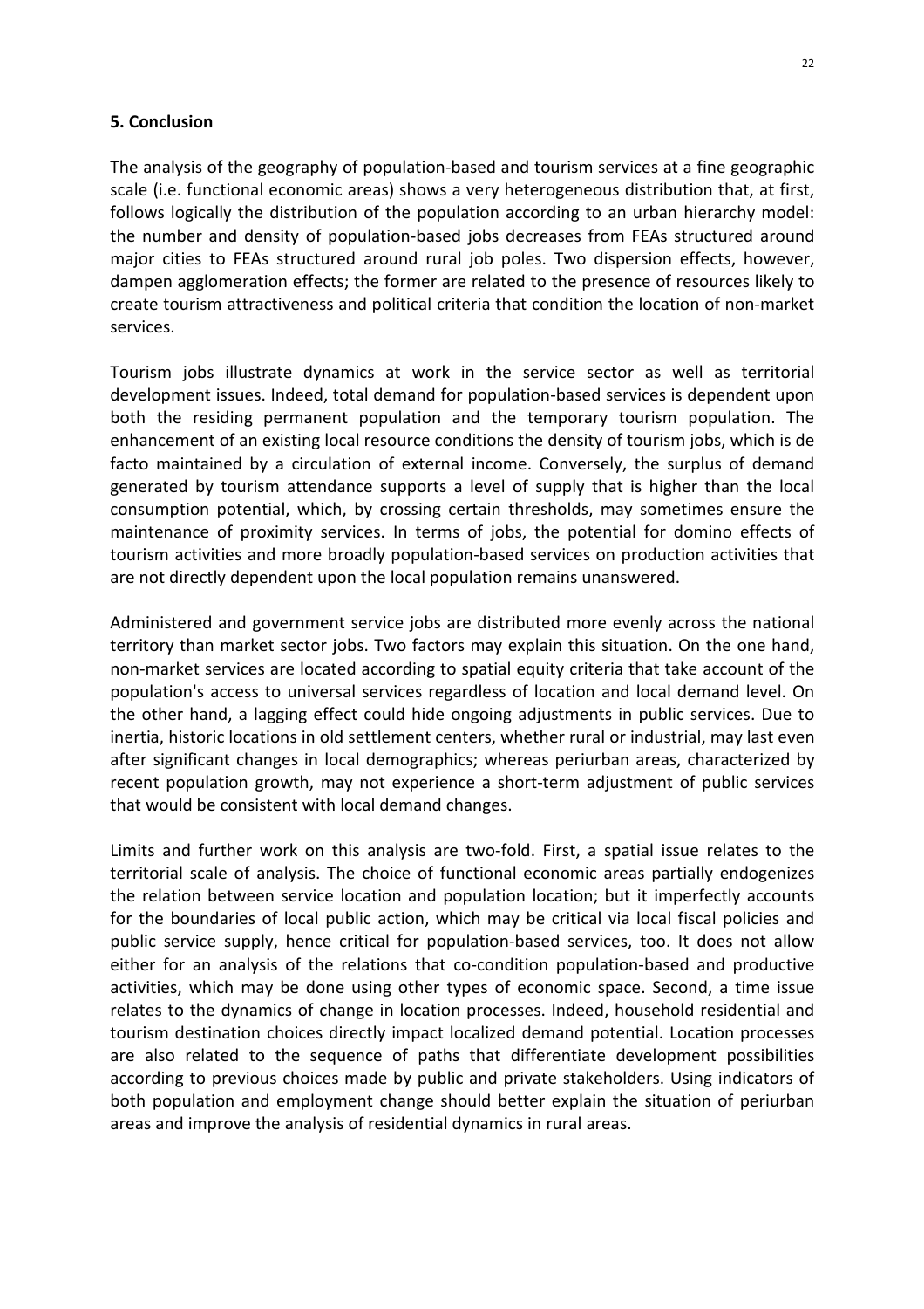## 5. Conclusion

The analysis of the geography of population-based and tourism services at a fine geographic scale (i.e. functional economic areas) shows a very heterogeneous distribution that, at first, follows logically the distribution of the population according to an urban hierarchy model: the number and density of population-based jobs decreases from FEAs structured around major cities to FEAs structured around rural job poles. Two dispersion effects, however, dampen agglomeration effects; the former are related to the presence of resources likely to create tourism attractiveness and political criteria that condition the location of non-market services.

Tourism jobs illustrate dynamics at work in the service sector as well as territorial development issues. Indeed, total demand for population-based services is dependent upon both the residing permanent population and the temporary tourism population. The enhancement of an existing local resource conditions the density of tourism jobs, which is de facto maintained by a circulation of external income. Conversely, the surplus of demand generated by tourism attendance supports a level of supply that is higher than the local consumption potential, which, by crossing certain thresholds, may sometimes ensure the maintenance of proximity services. In terms of jobs, the potential for domino effects of tourism activities and more broadly population-based services on production activities that are not directly dependent upon the local population remains unanswered.

Administered and government service jobs are distributed more evenly across the national territory than market sector jobs. Two factors may explain this situation. On the one hand, non-market services are located according to spatial equity criteria that take account of the population's access to universal services regardless of location and local demand level. On the other hand, a lagging effect could hide ongoing adjustments in public services. Due to inertia, historic locations in old settlement centers, whether rural or industrial, may last even after significant changes in local demographics; whereas periurban areas, characterized by recent population growth, may not experience a short-term adjustment of public services that would be consistent with local demand changes.

Limits and further work on this analysis are two-fold. First, a spatial issue relates to the territorial scale of analysis. The choice of functional economic areas partially endogenizes the relation between service location and population location; but it imperfectly accounts for the boundaries of local public action, which may be critical via local fiscal policies and public service supply, hence critical for population-based services, too. It does not allow either for an analysis of the relations that co-condition population-based and productive activities, which may be done using other types of economic space. Second, a time issue relates to the dynamics of change in location processes. Indeed, household residential and tourism destination choices directly impact localized demand potential. Location processes are also related to the sequence of paths that differentiate development possibilities according to previous choices made by public and private stakeholders. Using indicators of both population and employment change should better explain the situation of periurban areas and improve the analysis of residential dynamics in rural areas.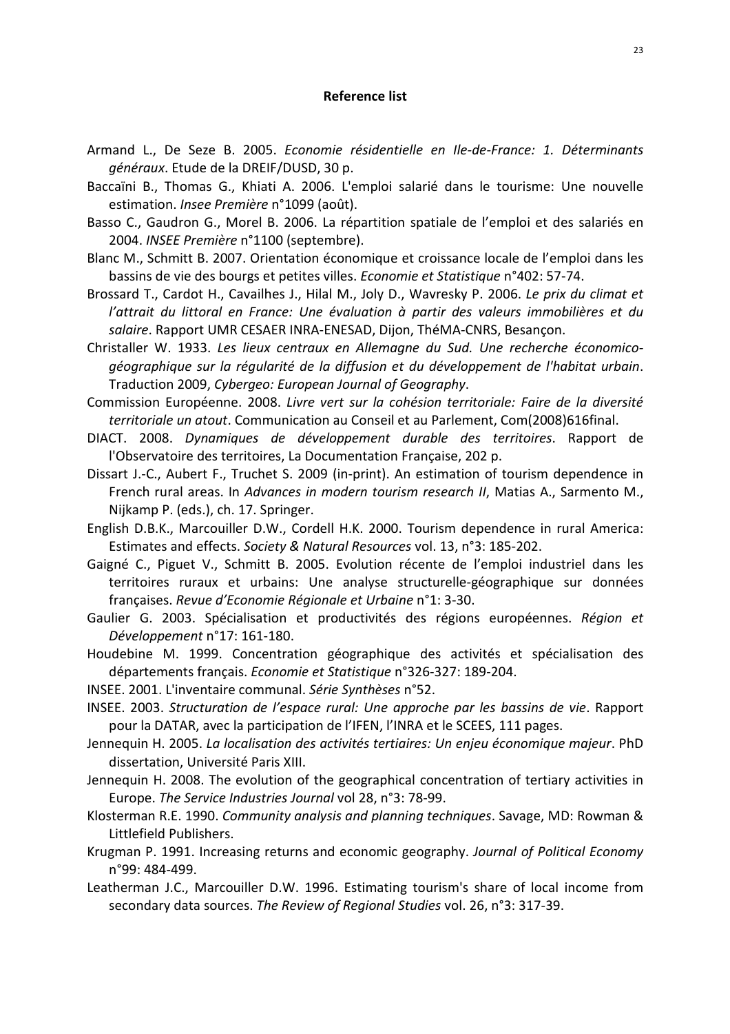**Reference list**

Armand L., De Seze B. 2005. *Economie résidentielle en Ile-de-France: 1. Déterminants généraux*. Etude de la DREIF/DUSD, 30 p.

Baccaïni B., Thomas G., Khiati A. 2006. L'emploi salarié dans le tourisme: Une nouvelle estimation. *Insee Première* n°1099 (août).

Basso C., Gaudron G., Morel B. 2006. La répartition spatiale de l'emploi et des salariés en 2004. *INSEE Première* n°1100 (septembre).

Blanc M., Schmitt B. 2007. Orientation économique et croissance locale de l'emploi dans les bassins de vie des bourgs et petites villes. *Economie et Statistique* n°402: 57-74.

Brossard T., Cardot H., Cavailhes J., Hilal M., Joly D., Wavresky P. 2006. *Le prix du climat et l'attrait du littoral en France: Une évaluation à partir des valeurs immobilières et du salaire*. Rapport UMR CESAER INRA-ENESAD, Dijon, ThéMA-CNRS, Besançon.

Christaller W. 1933. *Les lieux centraux en Allemagne du Sud. Une recherche économico-géographique sur la régularité de la diffusion et du développement de l'habitat urbain*. Traduction 2009, *Cybergeo: European Journal of Geography*.

Commission Européenne. 2008. *Livre vert sur la cohésion territoriale: Faire de la diversité territoriale un atout*. Communication au Conseil et au Parlement, Com(2008)616final.

DIACT. 2008. *Dynamiques de développement durable des territoires*. Rapport de l'Observatoire des territoires, La Documentation Française, 202 p.

Dissart J.-C., Aubert F., Truchet S. 2009 (in-print). An estimation of tourism dependence in French rural areas. In *Advances in modern tourism research II*, Matias A., Sarmento M., Nijkamp P. (eds.), ch. 17. Springer.

English D.B.K., Marcouiller D.W., Cordell H.K. 2000. Tourism dependence in rural America: Estimates and effects. *Society & Natural Resources* vol. 13, n°3: 185-202.

Gaigné C., Piguet V., Schmitt B. 2005. Evolution récente de l'emploi industriel dans les territoires ruraux et urbains: Une analyse structurelle-géographique sur données françaises. *Revue d'Economie Régionale et Urbaine* n°1: 3-30.

Gaulier G. 2003. Spécialisation et productivités des régions européennes. *Région et Développement* n°17: 161-180.

Houdebine M. 1999. Concentration géographique des activités et spécialisation des départements français. *Economie et Statistique* n°326-327: 189-204.

INSEE. 2001. L'inventaire communal. *Série Synthèses* n°52.

INSEE. 2003. *Structuration de l'espace rural: Une approche par les bassins de vie*. Rapport pour la DATAR, avec la participation de l'IFEN, l'INRA et le SCEES, 111 pages.

Jennequin H. 2005. *La localisation des activités tertiaires: Un enjeu économique majeur*. PhD dissertation, Université Paris XIII.

Jennequin H. 2008. The evolution of the geographical concentration of tertiary activities in Europe. *The Service Industries Journal* vol 28, n°3: 78-99.

Klosterman R.E. 1990. *Community analysis and planning techniques*. Savage, MD: Rowman & Littlefield Publishers.

Krugman P. 1991. Increasing returns and economic geography. *Journal of Political Economy* n°99: 484-499.

Leatherman J.C., Marcouiller D.W. 1996. Estimating tourism's share of local income from secondary data sources. *The Review of Regional Studies* vol. 26, n°3: 317-39.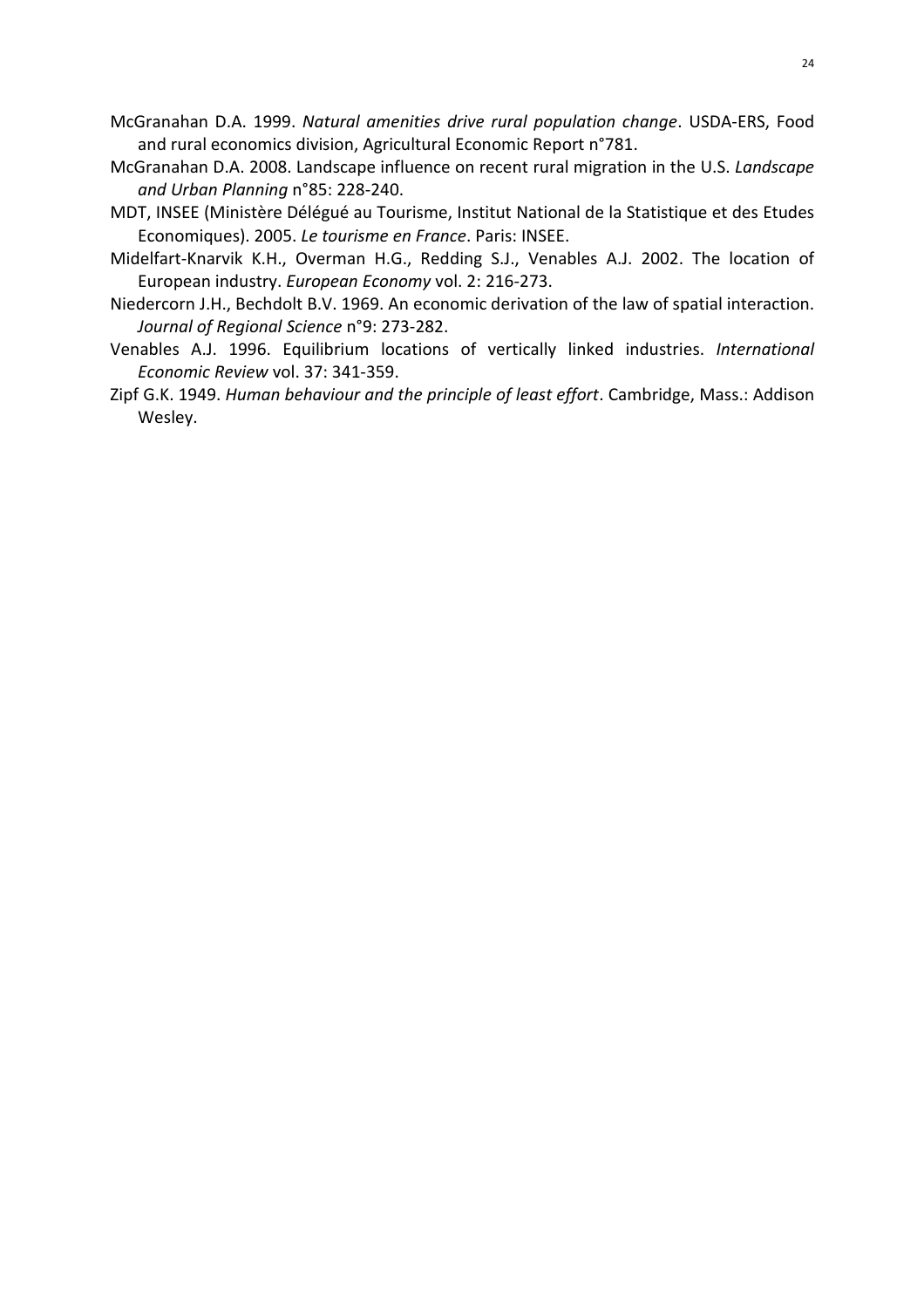McGranahan D.A. 1999. *Natural amenities drive rural population change*. USDA-ERS, Food and rural economics division, Agricultural Economic Report n°781.

McGranahan D.A. 2008. Landscape influence on recent rural migration in the U.S. *Landscape and Urban Planning* n°85: 228-240.

MDT, INSEE (Ministère Délégué au Tourisme, Institut National de la Statistique et des Etudes Economiques). 2005. *Le tourisme en France*. Paris: INSEE.

Midelfart-Knarvik K.H., Overman H.G., Redding S.J., Venables A.J. 2002. The location of European industry. *European Economy* vol. 2: 216-273.

Niedercorn J.H., Bechdolt B.V. 1969. An economic derivation of the law of spatial interaction. *Journal of Regional Science* n°9: 273-282.

Venables A.J. 1996. Equilibrium locations of vertically linked industries. *International Economic Review* vol. 37: 341-359.

Zipf G.K. 1949. *Human behaviour and the principle of least effort*. Cambridge, Mass.: Addison Wesley.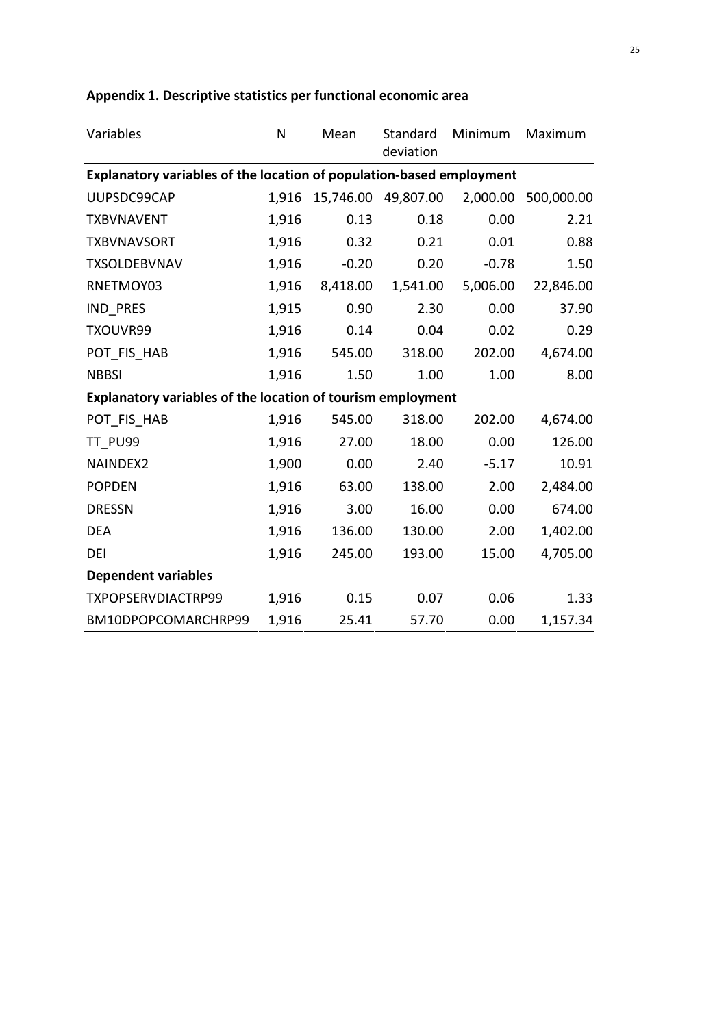## Appendix 1. Descriptive statistics per functional economic area

| Variables | N | Mean | Standard deviation | Minimum | Maximum |
|---|---|---|---|---|---|
| **Explanatory variables of the location of population-based employment** | | | | | |
| UUPSDC99CAP | 1,916 | 15,746.00 | 49,807.00 | 2,000.00 | 500,000.00 |
| TXBVNAVENT | 1,916 | 0.13 | 0.18 | 0.00 | 2.21 |
| TXBVNAVSORT | 1,916 | 0.32 | 0.21 | 0.01 | 0.88 |
| TXSOLDEBVNAV | 1,916 | -0.20 | 0.20 | -0.78 | 1.50 |
| RNETMOY03 | 1,916 | 8,418.00 | 1,541.00 | 5,006.00 | 22,846.00 |
| IND_PRES | 1,915 | 0.90 | 2.30 | 0.00 | 37.90 |
| TXOUVR99 | 1,916 | 0.14 | 0.04 | 0.02 | 0.29 |
| POT_FIS_HAB | 1,916 | 545.00 | 318.00 | 202.00 | 4,674.00 |
| NBBSI | 1,916 | 1.50 | 1.00 | 1.00 | 8.00 |
| **Explanatory variables of the location of tourism employment** | | | | | |
| POT_FIS_HAB | 1,916 | 545.00 | 318.00 | 202.00 | 4,674.00 |
| TT_PU99 | 1,916 | 27.00 | 18.00 | 0.00 | 126.00 |
| NAINDEX2 | 1,900 | 0.00 | 2.40 | -5.17 | 10.91 |
| POPDEN | 1,916 | 63.00 | 138.00 | 2.00 | 2,484.00 |
| DRESSN | 1,916 | 3.00 | 16.00 | 0.00 | 674.00 |
| DEA | 1,916 | 136.00 | 130.00 | 2.00 | 1,402.00 |
| DEI | 1,916 | 245.00 | 193.00 | 15.00 | 4,705.00 |
| **Dependent variables** | | | | | |
| TXPOPSERVDIACTRP99 | 1,916 | 0.15 | 0.07 | 0.06 | 1.33 |
| BM10DPOPCOMARCHRP99 | 1,916 | 25.41 | 57.70 | 0.00 | 1,157.34 |